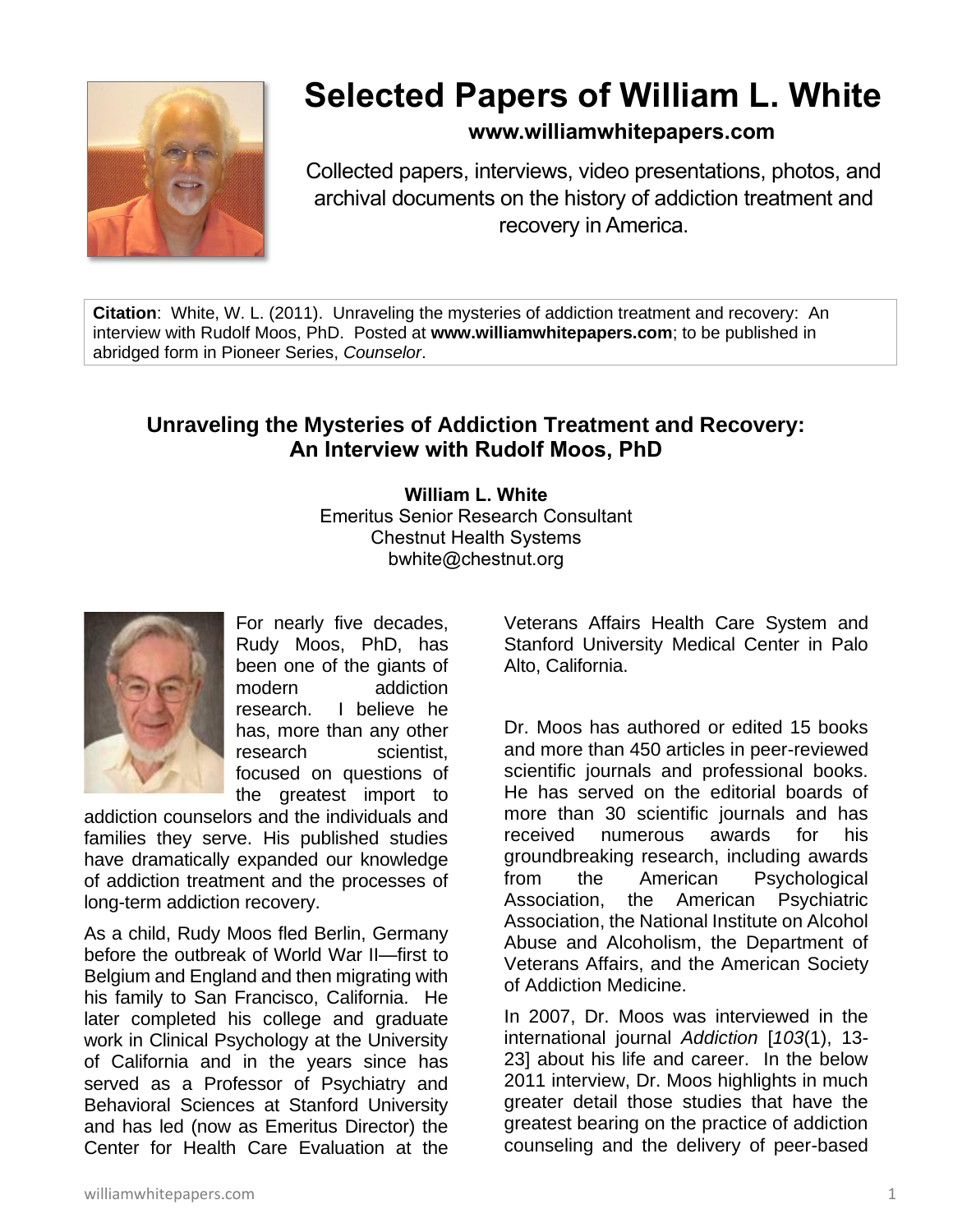# Selected Papers of William L. White

**www.williamwhitepapers.com**

Collected papers, interviews, video presentations, photos, and archival documents on the history of addiction treatment and recovery in America.

**Citation**: White, W. L. (2011). Unraveling the mysteries of addiction treatment and recovery: An interview with Rudolf Moos, PhD. Posted at **www.williamwhitepapers.com**; to be published in abridged form in Pioneer Series, *Counselor*.

## Unraveling the Mysteries of Addiction Treatment and Recovery: An Interview with Rudolf Moos, PhD

**William L. White**
Emeritus Senior Research Consultant
Chestnut Health Systems
bwhite@chestnut.org

For nearly five decades, Rudy Moos, PhD, has been one of the giants of modern addiction research. I believe he has, more than any other research scientist, focused on questions of the greatest import to addiction counselors and the individuals and families they serve. His published studies have dramatically expanded our knowledge of addiction treatment and the processes of long-term addiction recovery.

As a child, Rudy Moos fled Berlin, Germany before the outbreak of World War II—first to Belgium and England and then migrating with his family to San Francisco, California. He later completed his college and graduate work in Clinical Psychology at the University of California and in the years since has served as a Professor of Psychiatry and Behavioral Sciences at Stanford University and has led (now as Emeritus Director) the Center for Health Care Evaluation at the Veterans Affairs Health Care System and Stanford University Medical Center in Palo Alto, California.

Dr. Moos has authored or edited 15 books and more than 450 articles in peer-reviewed scientific journals and professional books. He has served on the editorial boards of more than 30 scientific journals and has received numerous awards for his groundbreaking research, including awards from the American Psychological Association, the American Psychiatric Association, the National Institute on Alcohol Abuse and Alcoholism, the Department of Veterans Affairs, and the American Society of Addiction Medicine.

In 2007, Dr. Moos was interviewed in the international journal *Addiction* [*103*(1), 13-23] about his life and career. In the below 2011 interview, Dr. Moos highlights in much greater detail those studies that have the greatest bearing on the practice of addiction counseling and the delivery of peer-based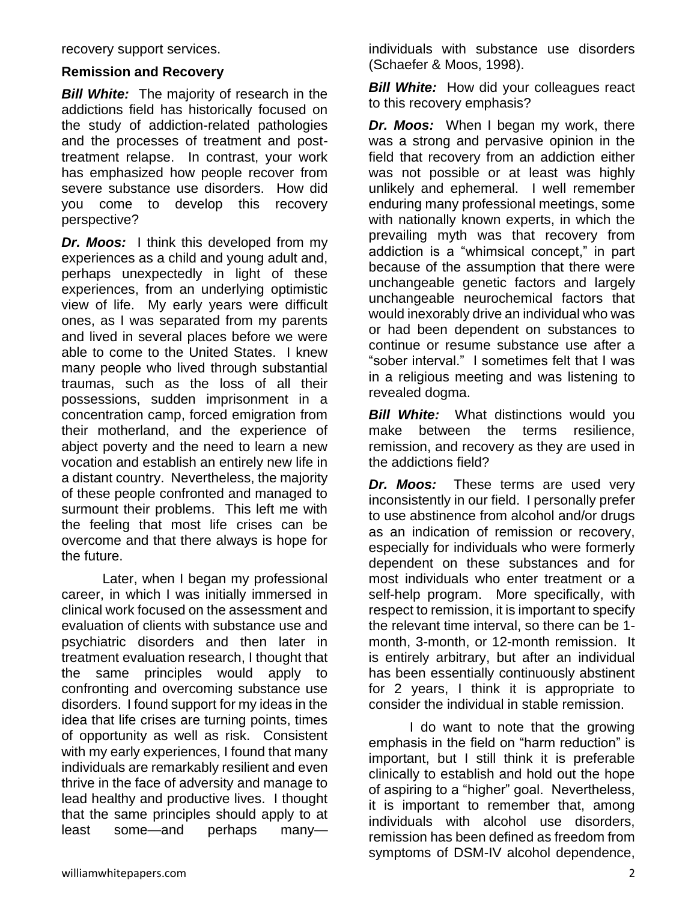recovery support services.

**Remission and Recovery**

***Bill White:*** The majority of research in the addictions field has historically focused on the study of addiction-related pathologies and the processes of treatment and post-treatment relapse. In contrast, your work has emphasized how people recover from severe substance use disorders. How did you come to develop this recovery perspective?

***Dr. Moos:*** I think this developed from my experiences as a child and young adult and, perhaps unexpectedly in light of these experiences, from an underlying optimistic view of life. My early years were difficult ones, as I was separated from my parents and lived in several places before we were able to come to the United States. I knew many people who lived through substantial traumas, such as the loss of all their possessions, sudden imprisonment in a concentration camp, forced emigration from their motherland, and the experience of abject poverty and the need to learn a new vocation and establish an entirely new life in a distant country. Nevertheless, the majority of these people confronted and managed to surmount their problems. This left me with the feeling that most life crises can be overcome and that there always is hope for the future.

Later, when I began my professional career, in which I was initially immersed in clinical work focused on the assessment and evaluation of clients with substance use and psychiatric disorders and then later in treatment evaluation research, I thought that the same principles would apply to confronting and overcoming substance use disorders. I found support for my ideas in the idea that life crises are turning points, times of opportunity as well as risk. Consistent with my early experiences, I found that many individuals are remarkably resilient and even thrive in the face of adversity and manage to lead healthy and productive lives. I thought that the same principles should apply to at least some—and perhaps many—individuals with substance use disorders (Schaefer & Moos, 1998).

***Bill White:*** How did your colleagues react to this recovery emphasis?

***Dr. Moos:*** When I began my work, there was a strong and pervasive opinion in the field that recovery from an addiction either was not possible or at least was highly unlikely and ephemeral. I well remember enduring many professional meetings, some with nationally known experts, in which the prevailing myth was that recovery from addiction is a "whimsical concept," in part because of the assumption that there were unchangeable genetic factors and largely unchangeable neurochemical factors that would inexorably drive an individual who was or had been dependent on substances to continue or resume substance use after a "sober interval." I sometimes felt that I was in a religious meeting and was listening to revealed dogma.

***Bill White:*** What distinctions would you make between the terms resilience, remission, and recovery as they are used in the addictions field?

***Dr. Moos:*** These terms are used very inconsistently in our field. I personally prefer to use abstinence from alcohol and/or drugs as an indication of remission or recovery, especially for individuals who were formerly dependent on these substances and for most individuals who enter treatment or a self-help program. More specifically, with respect to remission, it is important to specify the relevant time interval, so there can be 1-month, 3-month, or 12-month remission. It is entirely arbitrary, but after an individual has been essentially continuously abstinent for 2 years, I think it is appropriate to consider the individual in stable remission.

I do want to note that the growing emphasis in the field on "harm reduction" is important, but I still think it is preferable clinically to establish and hold out the hope of aspiring to a "higher" goal. Nevertheless, it is important to remember that, among individuals with alcohol use disorders, remission has been defined as freedom from symptoms of DSM-IV alcohol dependence,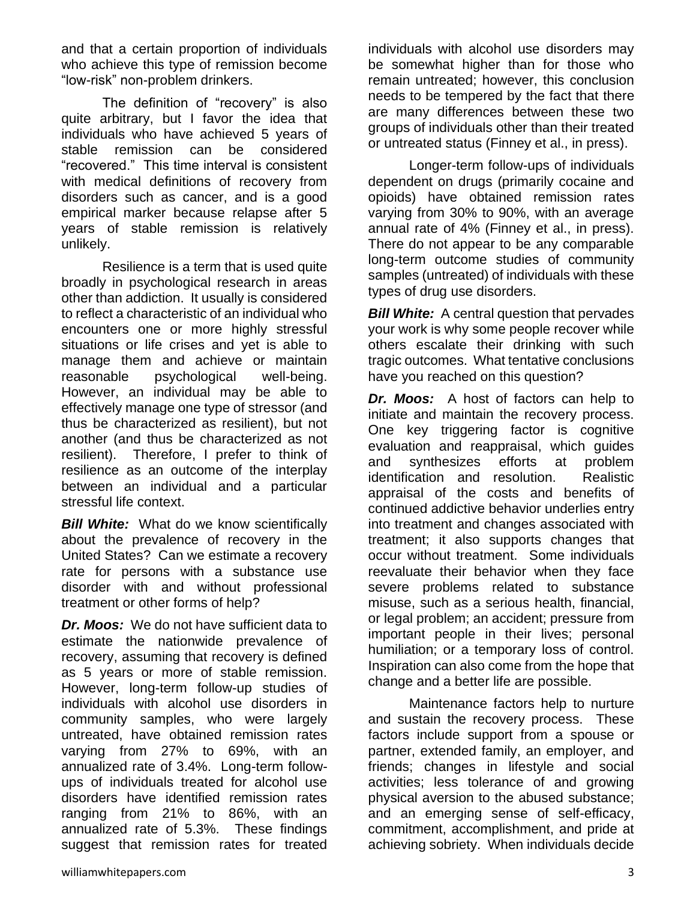and that a certain proportion of individuals who achieve this type of remission become "low-risk" non-problem drinkers.

The definition of "recovery" is also quite arbitrary, but I favor the idea that individuals who have achieved 5 years of stable remission can be considered "recovered." This time interval is consistent with medical definitions of recovery from disorders such as cancer, and is a good empirical marker because relapse after 5 years of stable remission is relatively unlikely.

Resilience is a term that is used quite broadly in psychological research in areas other than addiction. It usually is considered to reflect a characteristic of an individual who encounters one or more highly stressful situations or life crises and yet is able to manage them and achieve or maintain reasonable psychological well-being. However, an individual may be able to effectively manage one type of stressor (and thus be characterized as resilient), but not another (and thus be characterized as not resilient). Therefore, I prefer to think of resilience as an outcome of the interplay between an individual and a particular stressful life context.

***Bill White:*** What do we know scientifically about the prevalence of recovery in the United States? Can we estimate a recovery rate for persons with a substance use disorder with and without professional treatment or other forms of help?

***Dr. Moos:*** We do not have sufficient data to estimate the nationwide prevalence of recovery, assuming that recovery is defined as 5 years or more of stable remission. However, long-term follow-up studies of individuals with alcohol use disorders in community samples, who were largely untreated, have obtained remission rates varying from 27% to 69%, with an annualized rate of 3.4%. Long-term follow-ups of individuals treated for alcohol use disorders have identified remission rates ranging from 21% to 86%, with an annualized rate of 5.3%. These findings suggest that remission rates for treated individuals with alcohol use disorders may be somewhat higher than for those who remain untreated; however, this conclusion needs to be tempered by the fact that there are many differences between these two groups of individuals other than their treated or untreated status (Finney et al., in press).

Longer-term follow-ups of individuals dependent on drugs (primarily cocaine and opioids) have obtained remission rates varying from 30% to 90%, with an average annual rate of 4% (Finney et al., in press). There do not appear to be any comparable long-term outcome studies of community samples (untreated) of individuals with these types of drug use disorders.

***Bill White:*** A central question that pervades your work is why some people recover while others escalate their drinking with such tragic outcomes. What tentative conclusions have you reached on this question?

***Dr. Moos:*** A host of factors can help to initiate and maintain the recovery process. One key triggering factor is cognitive evaluation and reappraisal, which guides and synthesizes efforts at problem identification and resolution. Realistic appraisal of the costs and benefits of continued addictive behavior underlies entry into treatment and changes associated with treatment; it also supports changes that occur without treatment. Some individuals reevaluate their behavior when they face severe problems related to substance misuse, such as a serious health, financial, or legal problem; an accident; pressure from important people in their lives; personal humiliation; or a temporary loss of control. Inspiration can also come from the hope that change and a better life are possible.

Maintenance factors help to nurture and sustain the recovery process. These factors include support from a spouse or partner, extended family, an employer, and friends; changes in lifestyle and social activities; less tolerance of and growing physical aversion to the abused substance; and an emerging sense of self-efficacy, commitment, accomplishment, and pride at achieving sobriety. When individuals decide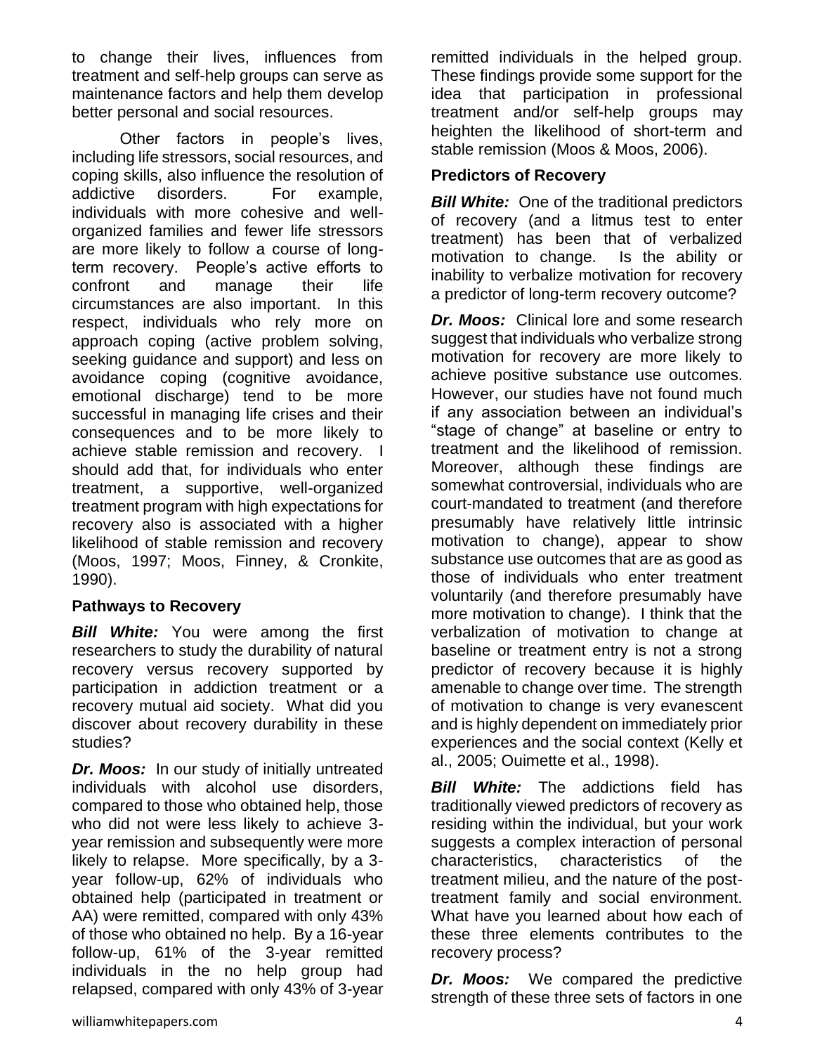to change their lives, influences from treatment and self-help groups can serve as maintenance factors and help them develop better personal and social resources.

Other factors in people's lives, including life stressors, social resources, and coping skills, also influence the resolution of addictive disorders. For example, individuals with more cohesive and well-organized families and fewer life stressors are more likely to follow a course of long-term recovery. People's active efforts to confront and manage their life circumstances are also important. In this respect, individuals who rely more on approach coping (active problem solving, seeking guidance and support) and less on avoidance coping (cognitive avoidance, emotional discharge) tend to be more successful in managing life crises and their consequences and to be more likely to achieve stable remission and recovery. I should add that, for individuals who enter treatment, a supportive, well-organized treatment program with high expectations for recovery also is associated with a higher likelihood of stable remission and recovery (Moos, 1997; Moos, Finney, & Cronkite, 1990).

### Pathways to Recovery

***Bill White:*** You were among the first researchers to study the durability of natural recovery versus recovery supported by participation in addiction treatment or a recovery mutual aid society. What did you discover about recovery durability in these studies?

***Dr. Moos:*** In our study of initially untreated individuals with alcohol use disorders, compared to those who obtained help, those who did not were less likely to achieve 3-year remission and subsequently were more likely to relapse. More specifically, by a 3-year follow-up, 62% of individuals who obtained help (participated in treatment or AA) were remitted, compared with only 43% of those who obtained no help. By a 16-year follow-up, 61% of the 3-year remitted individuals in the no help group had relapsed, compared with only 43% of 3-year remitted individuals in the helped group. These findings provide some support for the idea that participation in professional treatment and/or self-help groups may heighten the likelihood of short-term and stable remission (Moos & Moos, 2006).

### Predictors of Recovery

***Bill White:*** One of the traditional predictors of recovery (and a litmus test to enter treatment) has been that of verbalized motivation to change. Is the ability or inability to verbalize motivation for recovery a predictor of long-term recovery outcome?

***Dr. Moos:*** Clinical lore and some research suggest that individuals who verbalize strong motivation for recovery are more likely to achieve positive substance use outcomes. However, our studies have not found much if any association between an individual's "stage of change" at baseline or entry to treatment and the likelihood of remission. Moreover, although these findings are somewhat controversial, individuals who are court-mandated to treatment (and therefore presumably have relatively little intrinsic motivation to change), appear to show substance use outcomes that are as good as those of individuals who enter treatment voluntarily (and therefore presumably have more motivation to change). I think that the verbalization of motivation to change at baseline or treatment entry is not a strong predictor of recovery because it is highly amenable to change over time. The strength of motivation to change is very evanescent and is highly dependent on immediately prior experiences and the social context (Kelly et al., 2005; Ouimette et al., 1998).

***Bill White:*** The addictions field has traditionally viewed predictors of recovery as residing within the individual, but your work suggests a complex interaction of personal characteristics, characteristics of the treatment milieu, and the nature of the post-treatment family and social environment. What have you learned about how each of these three elements contributes to the recovery process?

***Dr. Moos:*** We compared the predictive strength of these three sets of factors in one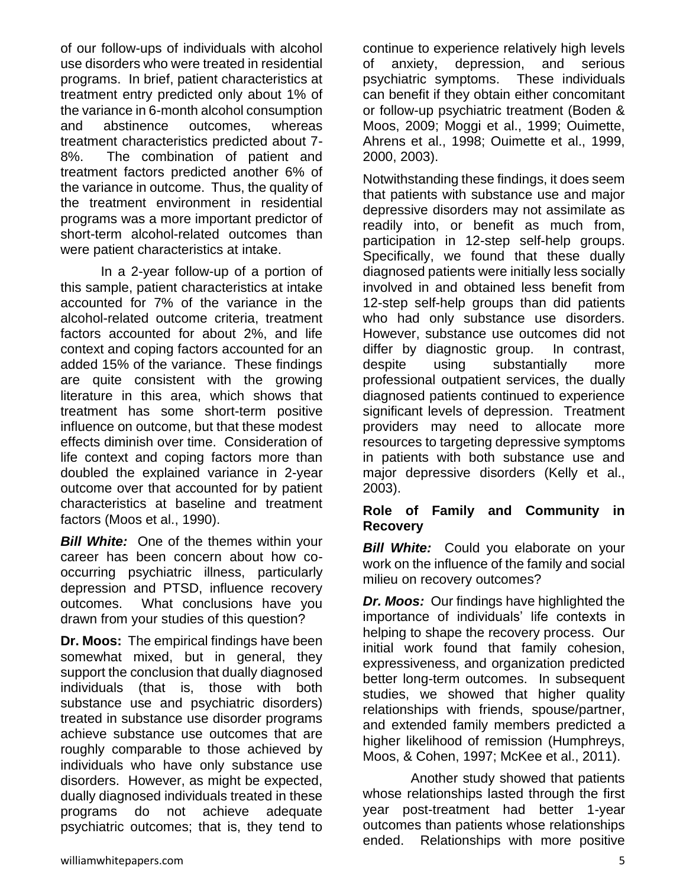of our follow-ups of individuals with alcohol use disorders who were treated in residential programs. In brief, patient characteristics at treatment entry predicted only about 1% of the variance in 6-month alcohol consumption and abstinence outcomes, whereas treatment characteristics predicted about 7-8%. The combination of patient and treatment factors predicted another 6% of the variance in outcome. Thus, the quality of the treatment environment in residential programs was a more important predictor of short-term alcohol-related outcomes than were patient characteristics at intake.

In a 2-year follow-up of a portion of this sample, patient characteristics at intake accounted for 7% of the variance in the alcohol-related outcome criteria, treatment factors accounted for about 2%, and life context and coping factors accounted for an added 15% of the variance. These findings are quite consistent with the growing literature in this area, which shows that treatment has some short-term positive influence on outcome, but that these modest effects diminish over time. Consideration of life context and coping factors more than doubled the explained variance in 2-year outcome over that accounted for by patient characteristics at baseline and treatment factors (Moos et al., 1990).

***Bill White:*** One of the themes within your career has been concern about how co-occurring psychiatric illness, particularly depression and PTSD, influence recovery outcomes. What conclusions have you drawn from your studies of this question?

**Dr. Moos:** The empirical findings have been somewhat mixed, but in general, they support the conclusion that dually diagnosed individuals (that is, those with both substance use and psychiatric disorders) treated in substance use disorder programs achieve substance use outcomes that are roughly comparable to those achieved by individuals who have only substance use disorders. However, as might be expected, dually diagnosed individuals treated in these programs do not achieve adequate psychiatric outcomes; that is, they tend to continue to experience relatively high levels of anxiety, depression, and serious psychiatric symptoms. These individuals can benefit if they obtain either concomitant or follow-up psychiatric treatment (Boden & Moos, 2009; Moggi et al., 1999; Ouimette, Ahrens et al., 1998; Ouimette et al., 1999, 2000, 2003).

Notwithstanding these findings, it does seem that patients with substance use and major depressive disorders may not assimilate as readily into, or benefit as much from, participation in 12-step self-help groups. Specifically, we found that these dually diagnosed patients were initially less socially involved in and obtained less benefit from 12-step self-help groups than did patients who had only substance use disorders. However, substance use outcomes did not differ by diagnostic group. In contrast, despite using substantially more professional outpatient services, the dually diagnosed patients continued to experience significant levels of depression. Treatment providers may need to allocate more resources to targeting depressive symptoms in patients with both substance use and major depressive disorders (Kelly et al., 2003).

### Role of Family and Community in Recovery

***Bill White:*** Could you elaborate on your work on the influence of the family and social milieu on recovery outcomes?

***Dr. Moos:*** Our findings have highlighted the importance of individuals' life contexts in helping to shape the recovery process. Our initial work found that family cohesion, expressiveness, and organization predicted better long-term outcomes. In subsequent studies, we showed that higher quality relationships with friends, spouse/partner, and extended family members predicted a higher likelihood of remission (Humphreys, Moos, & Cohen, 1997; McKee et al., 2011).

Another study showed that patients whose relationships lasted through the first year post-treatment had better 1-year outcomes than patients whose relationships ended. Relationships with more positive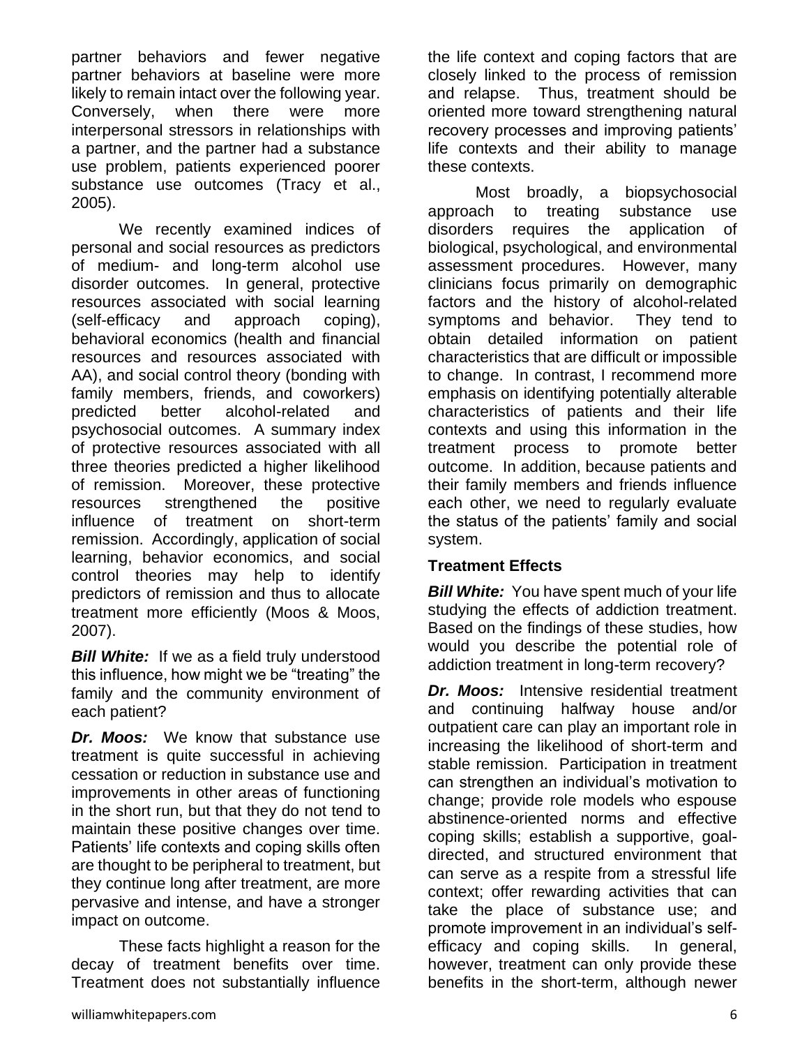partner behaviors and fewer negative partner behaviors at baseline were more likely to remain intact over the following year. Conversely, when there were more interpersonal stressors in relationships with a partner, and the partner had a substance use problem, patients experienced poorer substance use outcomes (Tracy et al., 2005).

We recently examined indices of personal and social resources as predictors of medium- and long-term alcohol use disorder outcomes. In general, protective resources associated with social learning (self-efficacy and approach coping), behavioral economics (health and financial resources and resources associated with AA), and social control theory (bonding with family members, friends, and coworkers) predicted better alcohol-related and psychosocial outcomes. A summary index of protective resources associated with all three theories predicted a higher likelihood of remission. Moreover, these protective resources strengthened the positive influence of treatment on short-term remission. Accordingly, application of social learning, behavior economics, and social control theories may help to identify predictors of remission and thus to allocate treatment more efficiently (Moos & Moos, 2007).

***Bill White:*** If we as a field truly understood this influence, how might we be "treating" the family and the community environment of each patient?

***Dr. Moos:*** We know that substance use treatment is quite successful in achieving cessation or reduction in substance use and improvements in other areas of functioning in the short run, but that they do not tend to maintain these positive changes over time. Patients' life contexts and coping skills often are thought to be peripheral to treatment, but they continue long after treatment, are more pervasive and intense, and have a stronger impact on outcome.

These facts highlight a reason for the decay of treatment benefits over time. Treatment does not substantially influence the life context and coping factors that are closely linked to the process of remission and relapse. Thus, treatment should be oriented more toward strengthening natural recovery processes and improving patients' life contexts and their ability to manage these contexts.

Most broadly, a biopsychosocial approach to treating substance use disorders requires the application of biological, psychological, and environmental assessment procedures. However, many clinicians focus primarily on demographic factors and the history of alcohol-related symptoms and behavior. They tend to obtain detailed information on patient characteristics that are difficult or impossible to change. In contrast, I recommend more emphasis on identifying potentially alterable characteristics of patients and their life contexts and using this information in the treatment process to promote better outcome. In addition, because patients and their family members and friends influence each other, we need to regularly evaluate the status of the patients' family and social system.

## Treatment Effects

***Bill White:*** You have spent much of your life studying the effects of addiction treatment. Based on the findings of these studies, how would you describe the potential role of addiction treatment in long-term recovery?

***Dr. Moos:*** Intensive residential treatment and continuing halfway house and/or outpatient care can play an important role in increasing the likelihood of short-term and stable remission. Participation in treatment can strengthen an individual's motivation to change; provide role models who espouse abstinence-oriented norms and effective coping skills; establish a supportive, goal-directed, and structured environment that can serve as a respite from a stressful life context; offer rewarding activities that can take the place of substance use; and promote improvement in an individual's self-efficacy and coping skills. In general, however, treatment can only provide these benefits in the short-term, although newer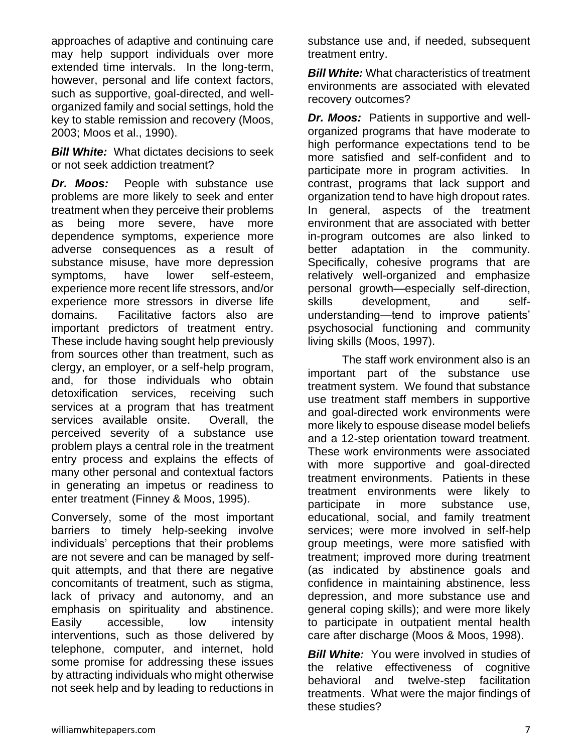approaches of adaptive and continuing care may help support individuals over more extended time intervals. In the long-term, however, personal and life context factors, such as supportive, goal-directed, and well-organized family and social settings, hold the key to stable remission and recovery (Moos, 2003; Moos et al., 1990).

***Bill White:*** What dictates decisions to seek or not seek addiction treatment?

***Dr. Moos:*** People with substance use problems are more likely to seek and enter treatment when they perceive their problems as being more severe, have more dependence symptoms, experience more adverse consequences as a result of substance misuse, have more depression symptoms, have lower self-esteem, experience more recent life stressors, and/or experience more stressors in diverse life domains. Facilitative factors also are important predictors of treatment entry. These include having sought help previously from sources other than treatment, such as clergy, an employer, or a self-help program, and, for those individuals who obtain detoxification services, receiving such services at a program that has treatment services available onsite. Overall, the perceived severity of a substance use problem plays a central role in the treatment entry process and explains the effects of many other personal and contextual factors in generating an impetus or readiness to enter treatment (Finney & Moos, 1995).

Conversely, some of the most important barriers to timely help-seeking involve individuals' perceptions that their problems are not severe and can be managed by self-quit attempts, and that there are negative concomitants of treatment, such as stigma, lack of privacy and autonomy, and an emphasis on spirituality and abstinence. Easily accessible, low intensity interventions, such as those delivered by telephone, computer, and internet, hold some promise for addressing these issues by attracting individuals who might otherwise not seek help and by leading to reductions in substance use and, if needed, subsequent treatment entry.

***Bill White:*** What characteristics of treatment environments are associated with elevated recovery outcomes?

***Dr. Moos:*** Patients in supportive and well-organized programs that have moderate to high performance expectations tend to be more satisfied and self-confident and to participate more in program activities. In contrast, programs that lack support and organization tend to have high dropout rates. In general, aspects of the treatment environment that are associated with better in-program outcomes are also linked to better adaptation in the community. Specifically, cohesive programs that are relatively well-organized and emphasize personal growth—especially self-direction, skills development, and self-understanding—tend to improve patients' psychosocial functioning and community living skills (Moos, 1997).

The staff work environment also is an important part of the substance use treatment system. We found that substance use treatment staff members in supportive and goal-directed work environments were more likely to espouse disease model beliefs and a 12-step orientation toward treatment. These work environments were associated with more supportive and goal-directed treatment environments. Patients in these treatment environments were likely to participate in more substance use, educational, social, and family treatment services; were more involved in self-help group meetings, were more satisfied with treatment; improved more during treatment (as indicated by abstinence goals and confidence in maintaining abstinence, less depression, and more substance use and general coping skills); and were more likely to participate in outpatient mental health care after discharge (Moos & Moos, 1998).

***Bill White:*** You were involved in studies of the relative effectiveness of cognitive behavioral and twelve-step facilitation treatments. What were the major findings of these studies?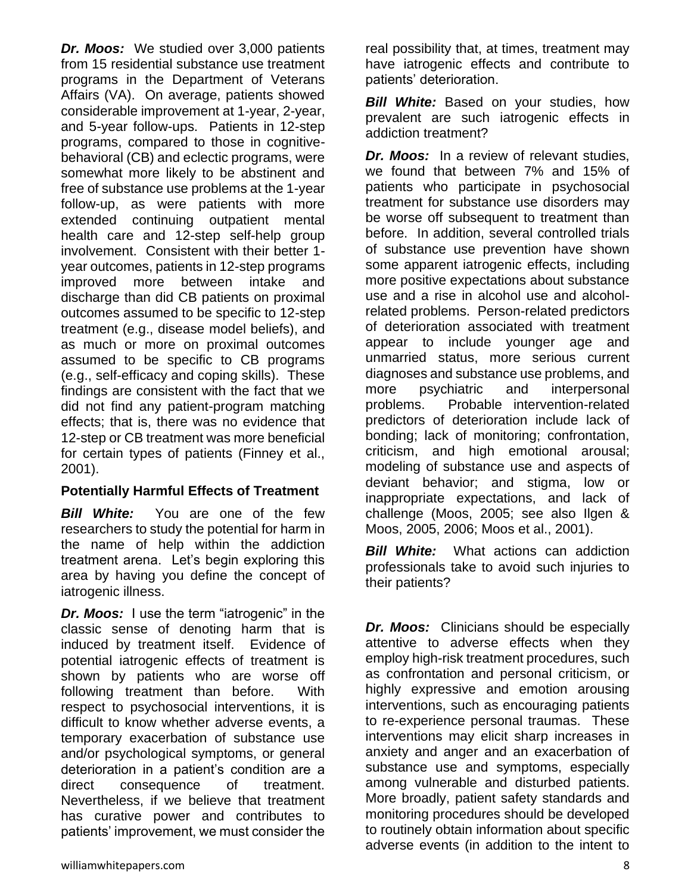***Dr. Moos:*** We studied over 3,000 patients from 15 residential substance use treatment programs in the Department of Veterans Affairs (VA). On average, patients showed considerable improvement at 1-year, 2-year, and 5-year follow-ups. Patients in 12-step programs, compared to those in cognitive-behavioral (CB) and eclectic programs, were somewhat more likely to be abstinent and free of substance use problems at the 1-year follow-up, as were patients with more extended continuing outpatient mental health care and 12-step self-help group involvement. Consistent with their better 1-year outcomes, patients in 12-step programs improved more between intake and discharge than did CB patients on proximal outcomes assumed to be specific to 12-step treatment (e.g., disease model beliefs), and as much or more on proximal outcomes assumed to be specific to CB programs (e.g., self-efficacy and coping skills). These findings are consistent with the fact that we did not find any patient-program matching effects; that is, there was no evidence that 12-step or CB treatment was more beneficial for certain types of patients (Finney et al., 2001).

**Potentially Harmful Effects of Treatment**

***Bill White:*** You are one of the few researchers to study the potential for harm in the name of help within the addiction treatment arena. Let's begin exploring this area by having you define the concept of iatrogenic illness.

***Dr. Moos:*** I use the term "iatrogenic" in the classic sense of denoting harm that is induced by treatment itself. Evidence of potential iatrogenic effects of treatment is shown by patients who are worse off following treatment than before. With respect to psychosocial interventions, it is difficult to know whether adverse events, a temporary exacerbation of substance use and/or psychological symptoms, or general deterioration in a patient's condition are a direct consequence of treatment. Nevertheless, if we believe that treatment has curative power and contributes to patients' improvement, we must consider the real possibility that, at times, treatment may have iatrogenic effects and contribute to patients' deterioration.

***Bill White:*** Based on your studies, how prevalent are such iatrogenic effects in addiction treatment?

***Dr. Moos:*** In a review of relevant studies, we found that between 7% and 15% of patients who participate in psychosocial treatment for substance use disorders may be worse off subsequent to treatment than before. In addition, several controlled trials of substance use prevention have shown some apparent iatrogenic effects, including more positive expectations about substance use and a rise in alcohol use and alcohol-related problems. Person-related predictors of deterioration associated with treatment appear to include younger age and unmarried status, more serious current diagnoses and substance use problems, and more psychiatric and interpersonal problems. Probable intervention-related predictors of deterioration include lack of bonding; lack of monitoring; confrontation, criticism, and high emotional arousal; modeling of substance use and aspects of deviant behavior; and stigma, low or inappropriate expectations, and lack of challenge (Moos, 2005; see also Ilgen & Moos, 2005, 2006; Moos et al., 2001).

***Bill White:*** What actions can addiction professionals take to avoid such injuries to their patients?

***Dr. Moos:*** Clinicians should be especially attentive to adverse effects when they employ high-risk treatment procedures, such as confrontation and personal criticism, or highly expressive and emotion arousing interventions, such as encouraging patients to re-experience personal traumas. These interventions may elicit sharp increases in anxiety and anger and an exacerbation of substance use and symptoms, especially among vulnerable and disturbed patients. More broadly, patient safety standards and monitoring procedures should be developed to routinely obtain information about specific adverse events (in addition to the intent to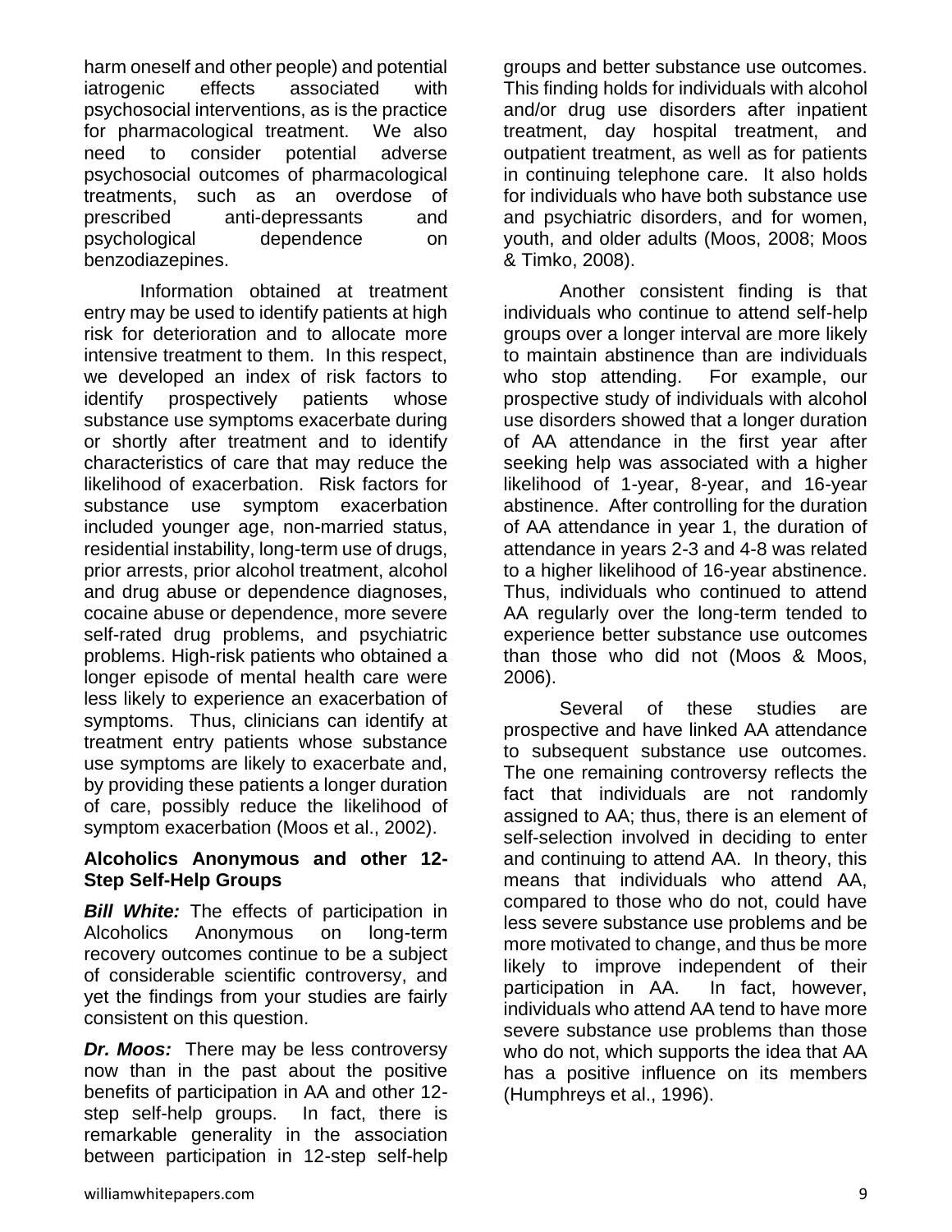harm oneself and other people) and potential iatrogenic effects associated with psychosocial interventions, as is the practice for pharmacological treatment. We also need to consider potential adverse psychosocial outcomes of pharmacological treatments, such as an overdose of prescribed anti-depressants and psychological dependence on benzodiazepines.

Information obtained at treatment entry may be used to identify patients at high risk for deterioration and to allocate more intensive treatment to them. In this respect, we developed an index of risk factors to identify prospectively patients whose substance use symptoms exacerbate during or shortly after treatment and to identify characteristics of care that may reduce the likelihood of exacerbation. Risk factors for substance use symptom exacerbation included younger age, non-married status, residential instability, long-term use of drugs, prior arrests, prior alcohol treatment, alcohol and drug abuse or dependence diagnoses, cocaine abuse or dependence, more severe self-rated drug problems, and psychiatric problems. High-risk patients who obtained a longer episode of mental health care were less likely to experience an exacerbation of symptoms. Thus, clinicians can identify at treatment entry patients whose substance use symptoms are likely to exacerbate and, by providing these patients a longer duration of care, possibly reduce the likelihood of symptom exacerbation (Moos et al., 2002).

## Alcoholics Anonymous and other 12-Step Self-Help Groups

***Bill White:*** The effects of participation in Alcoholics Anonymous on long-term recovery outcomes continue to be a subject of considerable scientific controversy, and yet the findings from your studies are fairly consistent on this question.

***Dr. Moos:*** There may be less controversy now than in the past about the positive benefits of participation in AA and other 12-step self-help groups. In fact, there is remarkable generality in the association between participation in 12-step self-help groups and better substance use outcomes. This finding holds for individuals with alcohol and/or drug use disorders after inpatient treatment, day hospital treatment, and outpatient treatment, as well as for patients in continuing telephone care. It also holds for individuals who have both substance use and psychiatric disorders, and for women, youth, and older adults (Moos, 2008; Moos & Timko, 2008).

Another consistent finding is that individuals who continue to attend self-help groups over a longer interval are more likely to maintain abstinence than are individuals who stop attending. For example, our prospective study of individuals with alcohol use disorders showed that a longer duration of AA attendance in the first year after seeking help was associated with a higher likelihood of 1-year, 8-year, and 16-year abstinence. After controlling for the duration of AA attendance in year 1, the duration of attendance in years 2-3 and 4-8 was related to a higher likelihood of 16-year abstinence. Thus, individuals who continued to attend AA regularly over the long-term tended to experience better substance use outcomes than those who did not (Moos & Moos, 2006).

Several of these studies are prospective and have linked AA attendance to subsequent substance use outcomes. The one remaining controversy reflects the fact that individuals are not randomly assigned to AA; thus, there is an element of self-selection involved in deciding to enter and continuing to attend AA. In theory, this means that individuals who attend AA, compared to those who do not, could have less severe substance use problems and be more motivated to change, and thus be more likely to improve independent of their participation in AA. In fact, however, individuals who attend AA tend to have more severe substance use problems than those who do not, which supports the idea that AA has a positive influence on its members (Humphreys et al., 1996).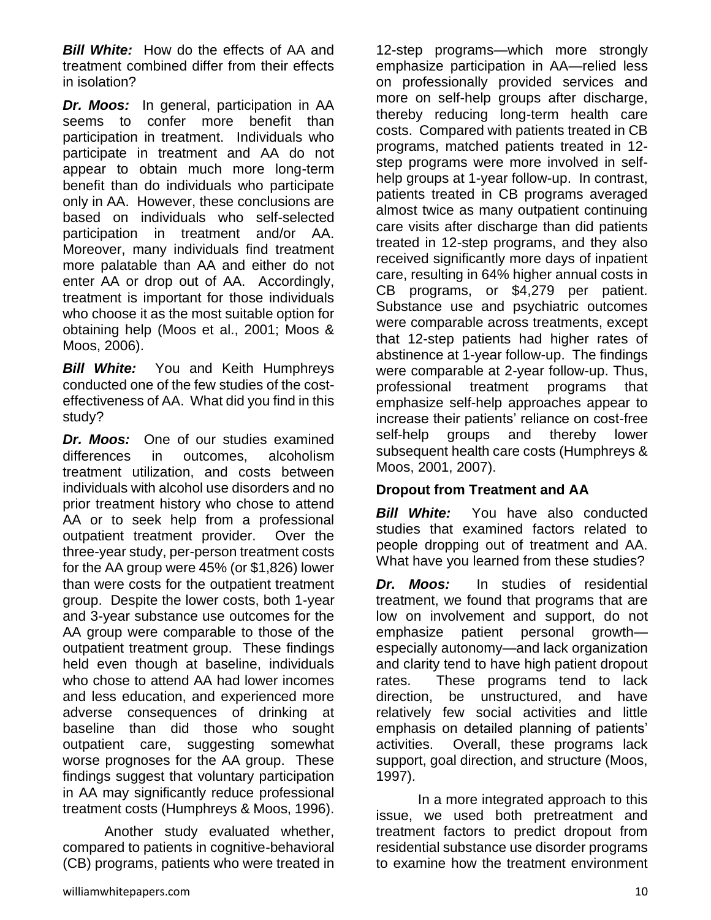***Bill White:*** How do the effects of AA and treatment combined differ from their effects in isolation?

***Dr. Moos:*** In general, participation in AA seems to confer more benefit than participation in treatment. Individuals who participate in treatment and AA do not appear to obtain much more long-term benefit than do individuals who participate only in AA. However, these conclusions are based on individuals who self-selected participation in treatment and/or AA. Moreover, many individuals find treatment more palatable than AA and either do not enter AA or drop out of AA. Accordingly, treatment is important for those individuals who choose it as the most suitable option for obtaining help (Moos et al., 2001; Moos & Moos, 2006).

***Bill White:*** You and Keith Humphreys conducted one of the few studies of the cost-effectiveness of AA. What did you find in this study?

***Dr. Moos:*** One of our studies examined differences in outcomes, alcoholism treatment utilization, and costs between individuals with alcohol use disorders and no prior treatment history who chose to attend AA or to seek help from a professional outpatient treatment provider. Over the three-year study, per-person treatment costs for the AA group were 45% (or $1,826) lower than were costs for the outpatient treatment group. Despite the lower costs, both 1-year and 3-year substance use outcomes for the AA group were comparable to those of the outpatient treatment group. These findings held even though at baseline, individuals who chose to attend AA had lower incomes and less education, and experienced more adverse consequences of drinking at baseline than did those who sought outpatient care, suggesting somewhat worse prognoses for the AA group. These findings suggest that voluntary participation in AA may significantly reduce professional treatment costs (Humphreys & Moos, 1996).

Another study evaluated whether, compared to patients in cognitive-behavioral (CB) programs, patients who were treated in 12-step programs—which more strongly emphasize participation in AA—relied less on professionally provided services and more on self-help groups after discharge, thereby reducing long-term health care costs. Compared with patients treated in CB programs, matched patients treated in 12-step programs were more involved in self-help groups at 1-year follow-up. In contrast, patients treated in CB programs averaged almost twice as many outpatient continuing care visits after discharge than did patients treated in 12-step programs, and they also received significantly more days of inpatient care, resulting in 64% higher annual costs in CB programs, or $4,279 per patient. Substance use and psychiatric outcomes were comparable across treatments, except that 12-step patients had higher rates of abstinence at 1-year follow-up. The findings were comparable at 2-year follow-up. Thus, professional treatment programs that emphasize self-help approaches appear to increase their patients' reliance on cost-free self-help groups and thereby lower subsequent health care costs (Humphreys & Moos, 2001, 2007).

### Dropout from Treatment and AA

***Bill White:*** You have also conducted studies that examined factors related to people dropping out of treatment and AA. What have you learned from these studies?

***Dr. Moos:*** In studies of residential treatment, we found that programs that are low on involvement and support, do not emphasize patient personal growth—especially autonomy—and lack organization and clarity tend to have high patient dropout rates. These programs tend to lack direction, be unstructured, and have relatively few social activities and little emphasis on detailed planning of patients' activities. Overall, these programs lack support, goal direction, and structure (Moos, 1997).

In a more integrated approach to this issue, we used both pretreatment and treatment factors to predict dropout from residential substance use disorder programs to examine how the treatment environment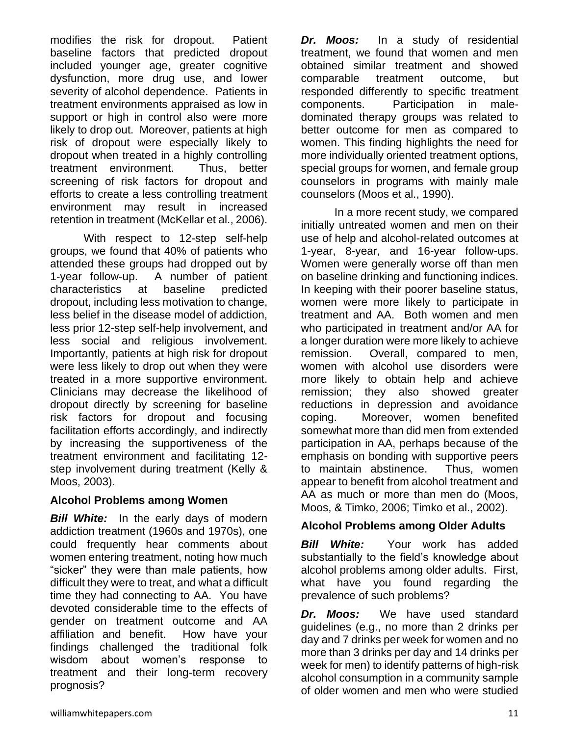modifies the risk for dropout. Patient baseline factors that predicted dropout included younger age, greater cognitive dysfunction, more drug use, and lower severity of alcohol dependence. Patients in treatment environments appraised as low in support or high in control also were more likely to drop out. Moreover, patients at high risk of dropout were especially likely to dropout when treated in a highly controlling treatment environment. Thus, better screening of risk factors for dropout and efforts to create a less controlling treatment environment may result in increased retention in treatment (McKellar et al., 2006).

With respect to 12-step self-help groups, we found that 40% of patients who attended these groups had dropped out by 1-year follow-up. A number of patient characteristics at baseline predicted dropout, including less motivation to change, less belief in the disease model of addiction, less prior 12-step self-help involvement, and less social and religious involvement. Importantly, patients at high risk for dropout were less likely to drop out when they were treated in a more supportive environment. Clinicians may decrease the likelihood of dropout directly by screening for baseline risk factors for dropout and focusing facilitation efforts accordingly, and indirectly by increasing the supportiveness of the treatment environment and facilitating 12-step involvement during treatment (Kelly & Moos, 2003).

**Alcohol Problems among Women**

***Bill White:*** In the early days of modern addiction treatment (1960s and 1970s), one could frequently hear comments about women entering treatment, noting how much "sicker" they were than male patients, how difficult they were to treat, and what a difficult time they had connecting to AA. You have devoted considerable time to the effects of gender on treatment outcome and AA affiliation and benefit. How have your findings challenged the traditional folk wisdom about women's response to treatment and their long-term recovery prognosis?

***Dr. Moos:*** In a study of residential treatment, we found that women and men obtained similar treatment and showed comparable treatment outcome, but responded differently to specific treatment components. Participation in male-dominated therapy groups was related to better outcome for men as compared to women. This finding highlights the need for more individually oriented treatment options, special groups for women, and female group counselors in programs with mainly male counselors (Moos et al., 1990).

In a more recent study, we compared initially untreated women and men on their use of help and alcohol-related outcomes at 1-year, 8-year, and 16-year follow-ups. Women were generally worse off than men on baseline drinking and functioning indices. In keeping with their poorer baseline status, women were more likely to participate in treatment and AA. Both women and men who participated in treatment and/or AA for a longer duration were more likely to achieve remission. Overall, compared to men, women with alcohol use disorders were more likely to obtain help and achieve remission; they also showed greater reductions in depression and avoidance coping. Moreover, women benefited somewhat more than did men from extended participation in AA, perhaps because of the emphasis on bonding with supportive peers to maintain abstinence. Thus, women appear to benefit from alcohol treatment and AA as much or more than men do (Moos, Moos, & Timko, 2006; Timko et al., 2002).

**Alcohol Problems among Older Adults**

***Bill White:*** Your work has added substantially to the field's knowledge about alcohol problems among older adults. First, what have you found regarding the prevalence of such problems?

***Dr. Moos:*** We have used standard guidelines (e.g., no more than 2 drinks per day and 7 drinks per week for women and no more than 3 drinks per day and 14 drinks per week for men) to identify patterns of high-risk alcohol consumption in a community sample of older women and men who were studied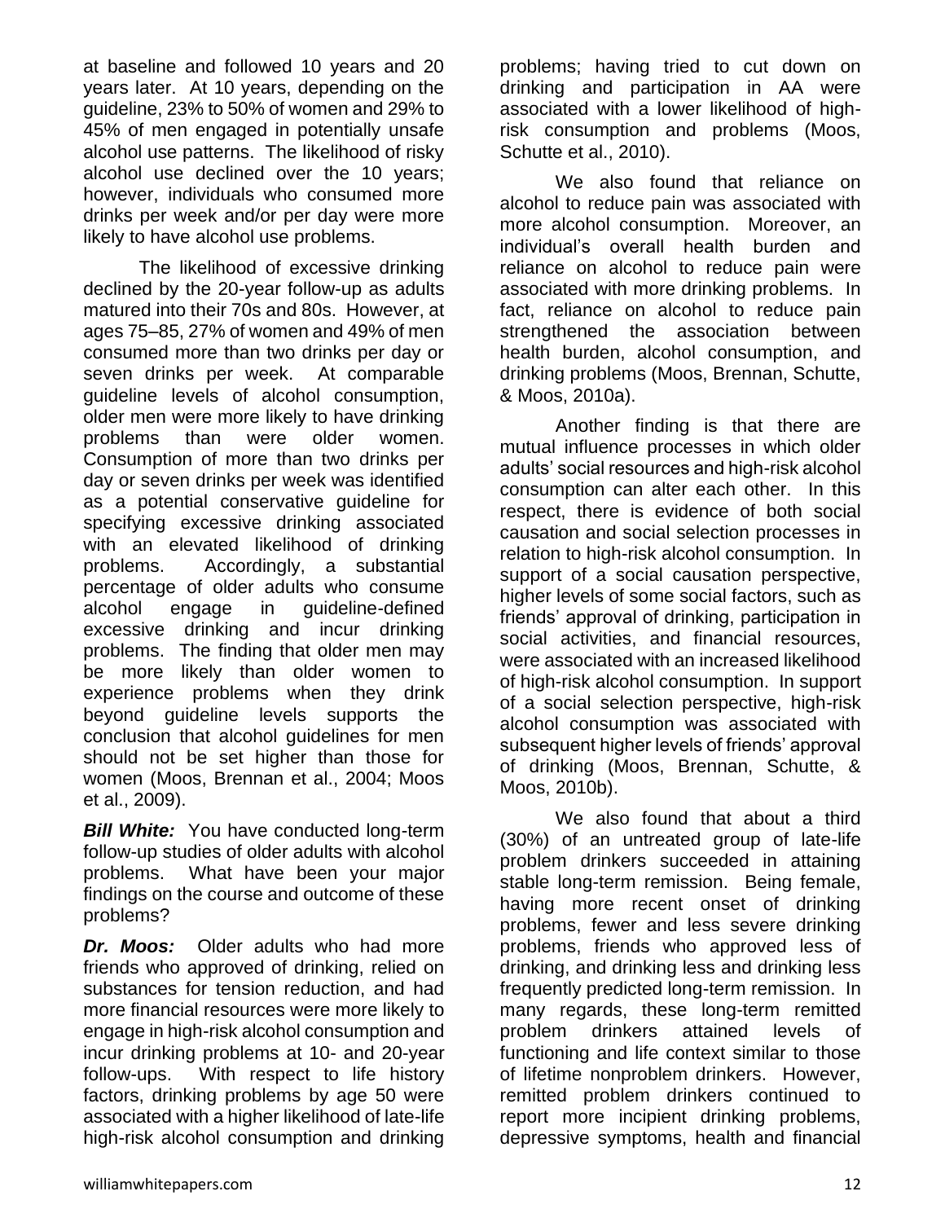at baseline and followed 10 years and 20 years later. At 10 years, depending on the guideline, 23% to 50% of women and 29% to 45% of men engaged in potentially unsafe alcohol use patterns. The likelihood of risky alcohol use declined over the 10 years; however, individuals who consumed more drinks per week and/or per day were more likely to have alcohol use problems.

The likelihood of excessive drinking declined by the 20-year follow-up as adults matured into their 70s and 80s. However, at ages 75–85, 27% of women and 49% of men consumed more than two drinks per day or seven drinks per week. At comparable guideline levels of alcohol consumption, older men were more likely to have drinking problems than were older women. Consumption of more than two drinks per day or seven drinks per week was identified as a potential conservative guideline for specifying excessive drinking associated with an elevated likelihood of drinking problems. Accordingly, a substantial percentage of older adults who consume alcohol engage in guideline-defined excessive drinking and incur drinking problems. The finding that older men may be more likely than older women to experience problems when they drink beyond guideline levels supports the conclusion that alcohol guidelines for men should not be set higher than those for women (Moos, Brennan et al., 2004; Moos et al., 2009).

***Bill White:*** You have conducted long-term follow-up studies of older adults with alcohol problems. What have been your major findings on the course and outcome of these problems?

***Dr. Moos:*** Older adults who had more friends who approved of drinking, relied on substances for tension reduction, and had more financial resources were more likely to engage in high-risk alcohol consumption and incur drinking problems at 10- and 20-year follow-ups. With respect to life history factors, drinking problems by age 50 were associated with a higher likelihood of late-life high-risk alcohol consumption and drinking problems; having tried to cut down on drinking and participation in AA were associated with a lower likelihood of high-risk consumption and problems (Moos, Schutte et al., 2010).

We also found that reliance on alcohol to reduce pain was associated with more alcohol consumption. Moreover, an individual's overall health burden and reliance on alcohol to reduce pain were associated with more drinking problems. In fact, reliance on alcohol to reduce pain strengthened the association between health burden, alcohol consumption, and drinking problems (Moos, Brennan, Schutte, & Moos, 2010a).

Another finding is that there are mutual influence processes in which older adults' social resources and high-risk alcohol consumption can alter each other. In this respect, there is evidence of both social causation and social selection processes in relation to high-risk alcohol consumption. In support of a social causation perspective, higher levels of some social factors, such as friends' approval of drinking, participation in social activities, and financial resources, were associated with an increased likelihood of high-risk alcohol consumption. In support of a social selection perspective, high-risk alcohol consumption was associated with subsequent higher levels of friends' approval of drinking (Moos, Brennan, Schutte, & Moos, 2010b).

We also found that about a third (30%) of an untreated group of late-life problem drinkers succeeded in attaining stable long-term remission. Being female, having more recent onset of drinking problems, fewer and less severe drinking problems, friends who approved less of drinking, and drinking less and drinking less frequently predicted long-term remission. In many regards, these long-term remitted problem drinkers attained levels of functioning and life context similar to those of lifetime nonproblem drinkers. However, remitted problem drinkers continued to report more incipient drinking problems, depressive symptoms, health and financial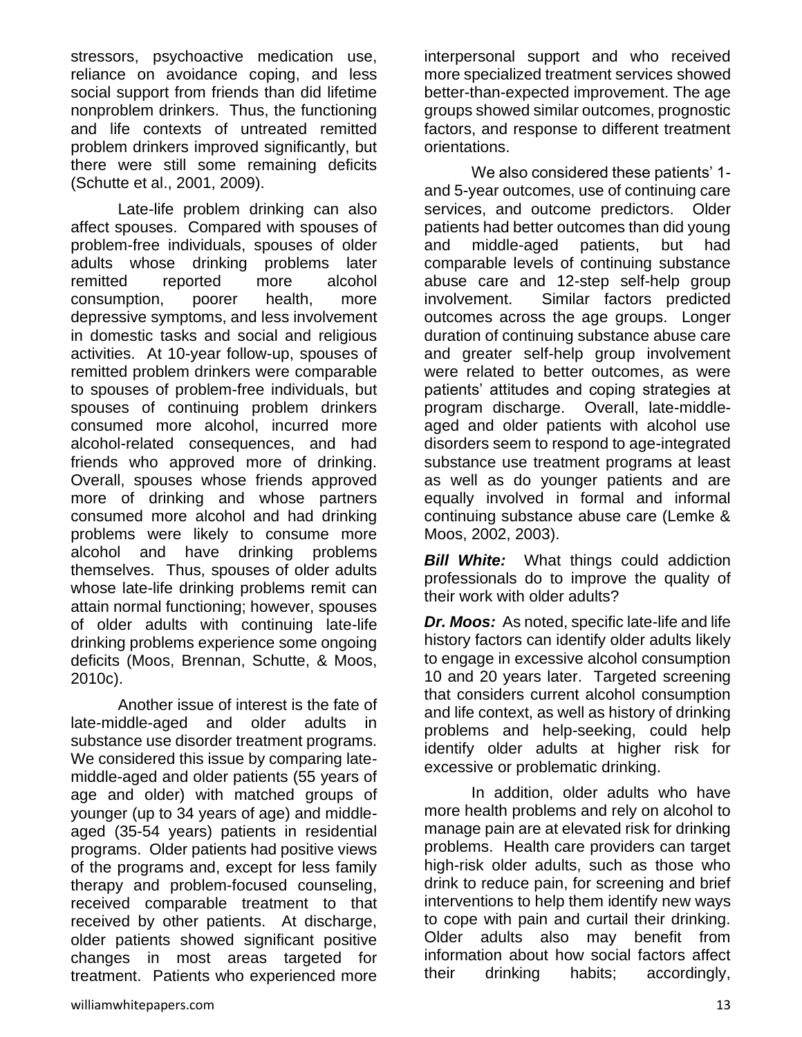stressors, psychoactive medication use, reliance on avoidance coping, and less social support from friends than did lifetime nonproblem drinkers. Thus, the functioning and life contexts of untreated remitted problem drinkers improved significantly, but there were still some remaining deficits (Schutte et al., 2001, 2009).

Late-life problem drinking can also affect spouses. Compared with spouses of problem-free individuals, spouses of older adults whose drinking problems later remitted reported more alcohol consumption, poorer health, more depressive symptoms, and less involvement in domestic tasks and social and religious activities. At 10-year follow-up, spouses of remitted problem drinkers were comparable to spouses of problem-free individuals, but spouses of continuing problem drinkers consumed more alcohol, incurred more alcohol-related consequences, and had friends who approved more of drinking. Overall, spouses whose friends approved more of drinking and whose partners consumed more alcohol and had drinking problems were likely to consume more alcohol and have drinking problems themselves. Thus, spouses of older adults whose late-life drinking problems remit can attain normal functioning; however, spouses of older adults with continuing late-life drinking problems experience some ongoing deficits (Moos, Brennan, Schutte, & Moos, 2010c).

Another issue of interest is the fate of late-middle-aged and older adults in substance use disorder treatment programs. We considered this issue by comparing late-middle-aged and older patients (55 years of age and older) with matched groups of younger (up to 34 years of age) and middle-aged (35-54 years) patients in residential programs. Older patients had positive views of the programs and, except for less family therapy and problem-focused counseling, received comparable treatment to that received by other patients. At discharge, older patients showed significant positive changes in most areas targeted for treatment. Patients who experienced more interpersonal support and who received more specialized treatment services showed better-than-expected improvement. The age groups showed similar outcomes, prognostic factors, and response to different treatment orientations.

We also considered these patients' 1- and 5-year outcomes, use of continuing care services, and outcome predictors. Older patients had better outcomes than did young and middle-aged patients, but had comparable levels of continuing substance abuse care and 12-step self-help group involvement. Similar factors predicted outcomes across the age groups. Longer duration of continuing substance abuse care and greater self-help group involvement were related to better outcomes, as were patients' attitudes and coping strategies at program discharge. Overall, late-middle-aged and older patients with alcohol use disorders seem to respond to age-integrated substance use treatment programs at least as well as do younger patients and are equally involved in formal and informal continuing substance abuse care (Lemke & Moos, 2002, 2003).

***Bill White:*** What things could addiction professionals do to improve the quality of their work with older adults?

***Dr. Moos:*** As noted, specific late-life and life history factors can identify older adults likely to engage in excessive alcohol consumption 10 and 20 years later. Targeted screening that considers current alcohol consumption and life context, as well as history of drinking problems and help-seeking, could help identify older adults at higher risk for excessive or problematic drinking.

In addition, older adults who have more health problems and rely on alcohol to manage pain are at elevated risk for drinking problems. Health care providers can target high-risk older adults, such as those who drink to reduce pain, for screening and brief interventions to help them identify new ways to cope with pain and curtail their drinking. Older adults also may benefit from information about how social factors affect their drinking habits; accordingly,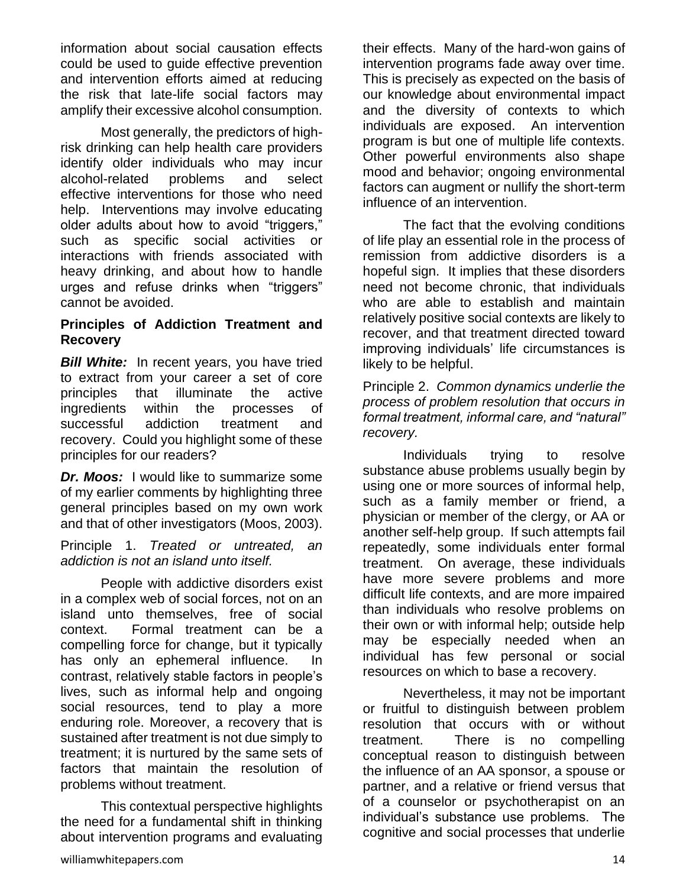information about social causation effects could be used to guide effective prevention and intervention efforts aimed at reducing the risk that late-life social factors may amplify their excessive alcohol consumption.

Most generally, the predictors of high-risk drinking can help health care providers identify older individuals who may incur alcohol-related problems and select effective interventions for those who need help. Interventions may involve educating older adults about how to avoid "triggers," such as specific social activities or interactions with friends associated with heavy drinking, and about how to handle urges and refuse drinks when "triggers" cannot be avoided.

### Principles of Addiction Treatment and Recovery

***Bill White:*** In recent years, you have tried to extract from your career a set of core principles that illuminate the active ingredients within the processes of successful addiction treatment and recovery. Could you highlight some of these principles for our readers?

***Dr. Moos:*** I would like to summarize some of my earlier comments by highlighting three general principles based on my own work and that of other investigators (Moos, 2003).

Principle 1. *Treated or untreated, an addiction is not an island unto itself.*

People with addictive disorders exist in a complex web of social forces, not on an island unto themselves, free of social context. Formal treatment can be a compelling force for change, but it typically has only an ephemeral influence. In contrast, relatively stable factors in people's lives, such as informal help and ongoing social resources, tend to play a more enduring role. Moreover, a recovery that is sustained after treatment is not due simply to treatment; it is nurtured by the same sets of factors that maintain the resolution of problems without treatment.

This contextual perspective highlights the need for a fundamental shift in thinking about intervention programs and evaluating their effects. Many of the hard-won gains of intervention programs fade away over time. This is precisely as expected on the basis of our knowledge about environmental impact and the diversity of contexts to which individuals are exposed. An intervention program is but one of multiple life contexts. Other powerful environments also shape mood and behavior; ongoing environmental factors can augment or nullify the short-term influence of an intervention.

The fact that the evolving conditions of life play an essential role in the process of remission from addictive disorders is a hopeful sign. It implies that these disorders need not become chronic, that individuals who are able to establish and maintain relatively positive social contexts are likely to recover, and that treatment directed toward improving individuals' life circumstances is likely to be helpful.

Principle 2. *Common dynamics underlie the process of problem resolution that occurs in formal treatment, informal care, and "natural" recovery.*

Individuals trying to resolve substance abuse problems usually begin by using one or more sources of informal help, such as a family member or friend, a physician or member of the clergy, or AA or another self-help group. If such attempts fail repeatedly, some individuals enter formal treatment. On average, these individuals have more severe problems and more difficult life contexts, and are more impaired than individuals who resolve problems on their own or with informal help; outside help may be especially needed when an individual has few personal or social resources on which to base a recovery.

Nevertheless, it may not be important or fruitful to distinguish between problem resolution that occurs with or without treatment. There is no compelling conceptual reason to distinguish between the influence of an AA sponsor, a spouse or partner, and a relative or friend versus that of a counselor or psychotherapist on an individual's substance use problems. The cognitive and social processes that underlie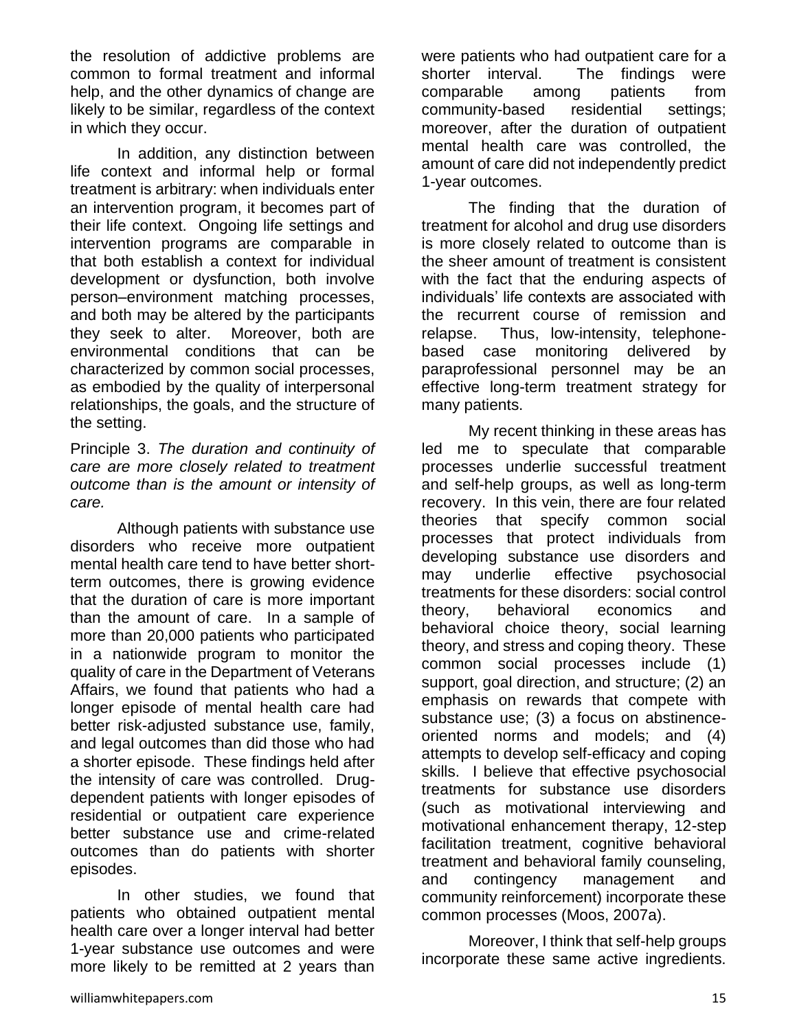the resolution of addictive problems are common to formal treatment and informal help, and the other dynamics of change are likely to be similar, regardless of the context in which they occur.

In addition, any distinction between life context and informal help or formal treatment is arbitrary: when individuals enter an intervention program, it becomes part of their life context. Ongoing life settings and intervention programs are comparable in that both establish a context for individual development or dysfunction, both involve person–environment matching processes, and both may be altered by the participants they seek to alter. Moreover, both are environmental conditions that can be characterized by common social processes, as embodied by the quality of interpersonal relationships, the goals, and the structure of the setting.

Principle 3. *The duration and continuity of care are more closely related to treatment outcome than is the amount or intensity of care.*

Although patients with substance use disorders who receive more outpatient mental health care tend to have better short-term outcomes, there is growing evidence that the duration of care is more important than the amount of care. In a sample of more than 20,000 patients who participated in a nationwide program to monitor the quality of care in the Department of Veterans Affairs, we found that patients who had a longer episode of mental health care had better risk-adjusted substance use, family, and legal outcomes than did those who had a shorter episode. These findings held after the intensity of care was controlled. Drug-dependent patients with longer episodes of residential or outpatient care experience better substance use and crime-related outcomes than do patients with shorter episodes.

In other studies, we found that patients who obtained outpatient mental health care over a longer interval had better 1-year substance use outcomes and were more likely to be remitted at 2 years than were patients who had outpatient care for a shorter interval. The findings were comparable among patients from community-based residential settings; moreover, after the duration of outpatient mental health care was controlled, the amount of care did not independently predict 1-year outcomes.

The finding that the duration of treatment for alcohol and drug use disorders is more closely related to outcome than is the sheer amount of treatment is consistent with the fact that the enduring aspects of individuals' life contexts are associated with the recurrent course of remission and relapse. Thus, low-intensity, telephone-based case monitoring delivered by paraprofessional personnel may be an effective long-term treatment strategy for many patients.

My recent thinking in these areas has led me to speculate that comparable processes underlie successful treatment and self-help groups, as well as long-term recovery. In this vein, there are four related theories that specify common social processes that protect individuals from developing substance use disorders and may underlie effective psychosocial treatments for these disorders: social control theory, behavioral economics and behavioral choice theory, social learning theory, and stress and coping theory. These common social processes include (1) support, goal direction, and structure; (2) an emphasis on rewards that compete with substance use; (3) a focus on abstinence-oriented norms and models; and (4) attempts to develop self-efficacy and coping skills. I believe that effective psychosocial treatments for substance use disorders (such as motivational interviewing and motivational enhancement therapy, 12-step facilitation treatment, cognitive behavioral treatment and behavioral family counseling, and contingency management and community reinforcement) incorporate these common processes (Moos, 2007a).

Moreover, I think that self-help groups incorporate these same active ingredients.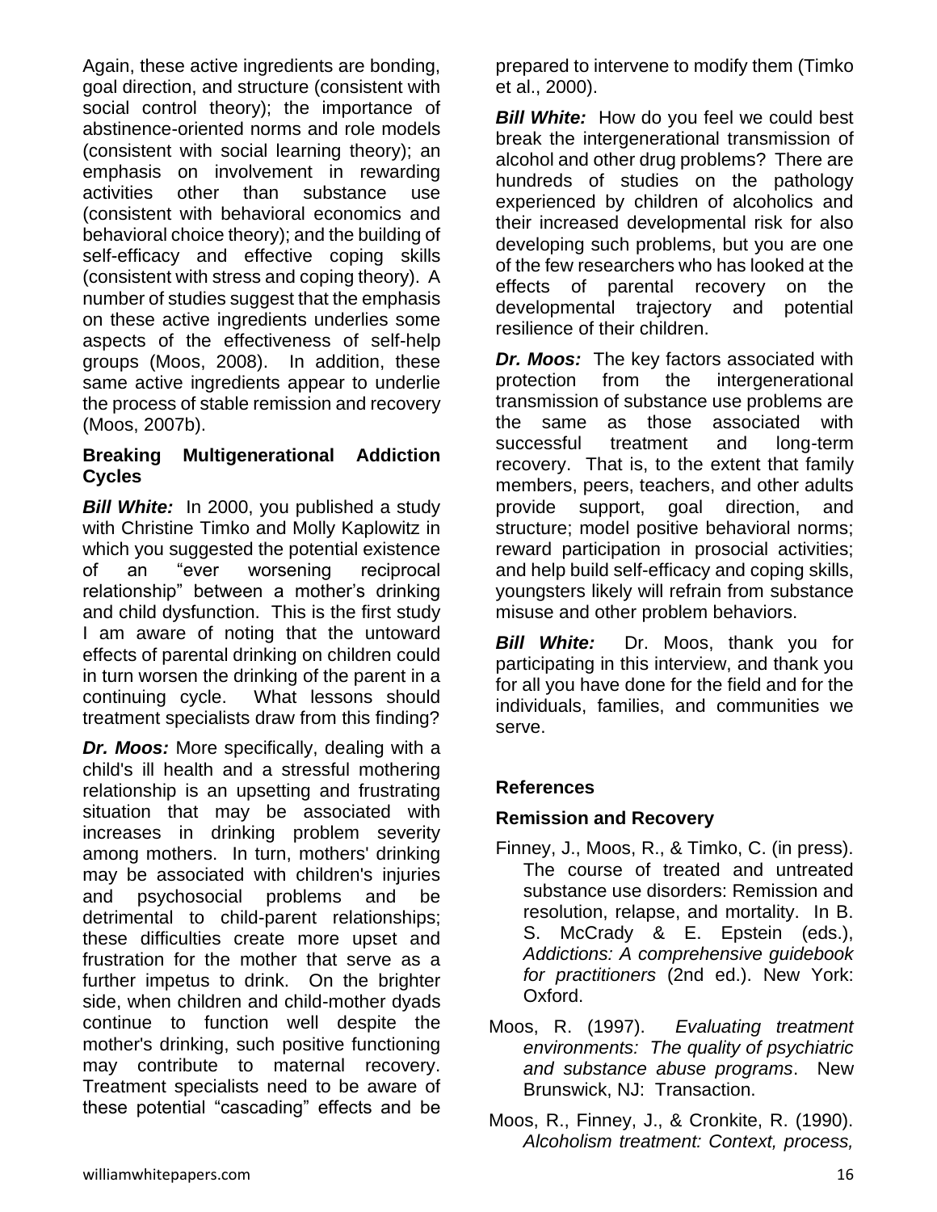Again, these active ingredients are bonding, goal direction, and structure (consistent with social control theory); the importance of abstinence-oriented norms and role models (consistent with social learning theory); an emphasis on involvement in rewarding activities other than substance use (consistent with behavioral economics and behavioral choice theory); and the building of self-efficacy and effective coping skills (consistent with stress and coping theory). A number of studies suggest that the emphasis on these active ingredients underlies some aspects of the effectiveness of self-help groups (Moos, 2008). In addition, these same active ingredients appear to underlie the process of stable remission and recovery (Moos, 2007b).

## Breaking Multigenerational Addiction Cycles

***Bill White:*** In 2000, you published a study with Christine Timko and Molly Kaplowitz in which you suggested the potential existence of an "ever worsening reciprocal relationship" between a mother's drinking and child dysfunction. This is the first study I am aware of noting that the untoward effects of parental drinking on children could in turn worsen the drinking of the parent in a continuing cycle. What lessons should treatment specialists draw from this finding?

***Dr. Moos:*** More specifically, dealing with a child's ill health and a stressful mothering relationship is an upsetting and frustrating situation that may be associated with increases in drinking problem severity among mothers. In turn, mothers' drinking may be associated with children's injuries and psychosocial problems and be detrimental to child-parent relationships; these difficulties create more upset and frustration for the mother that serve as a further impetus to drink. On the brighter side, when children and child-mother dyads continue to function well despite the mother's drinking, such positive functioning may contribute to maternal recovery. Treatment specialists need to be aware of these potential "cascading" effects and be prepared to intervene to modify them (Timko et al., 2000).

***Bill White:*** How do you feel we could best break the intergenerational transmission of alcohol and other drug problems? There are hundreds of studies on the pathology experienced by children of alcoholics and their increased developmental risk for also developing such problems, but you are one of the few researchers who has looked at the effects of parental recovery on the developmental trajectory and potential resilience of their children.

***Dr. Moos:*** The key factors associated with protection from the intergenerational transmission of substance use problems are the same as those associated with successful treatment and long-term recovery. That is, to the extent that family members, peers, teachers, and other adults provide support, goal direction, and structure; model positive behavioral norms; reward participation in prosocial activities; and help build self-efficacy and coping skills, youngsters likely will refrain from substance misuse and other problem behaviors.

***Bill White:*** Dr. Moos, thank you for participating in this interview, and thank you for all you have done for the field and for the individuals, families, and communities we serve.

## References

### Remission and Recovery

Finney, J., Moos, R., & Timko, C. (in press). The course of treated and untreated substance use disorders: Remission and resolution, relapse, and mortality. In B. S. McCrady & E. Epstein (eds.), *Addictions: A comprehensive guidebook for practitioners* (2nd ed.). New York: Oxford.

Moos, R. (1997). *Evaluating treatment environments: The quality of psychiatric and substance abuse programs*. New Brunswick, NJ: Transaction.

Moos, R., Finney, J., & Cronkite, R. (1990). *Alcoholism treatment: Context, process,*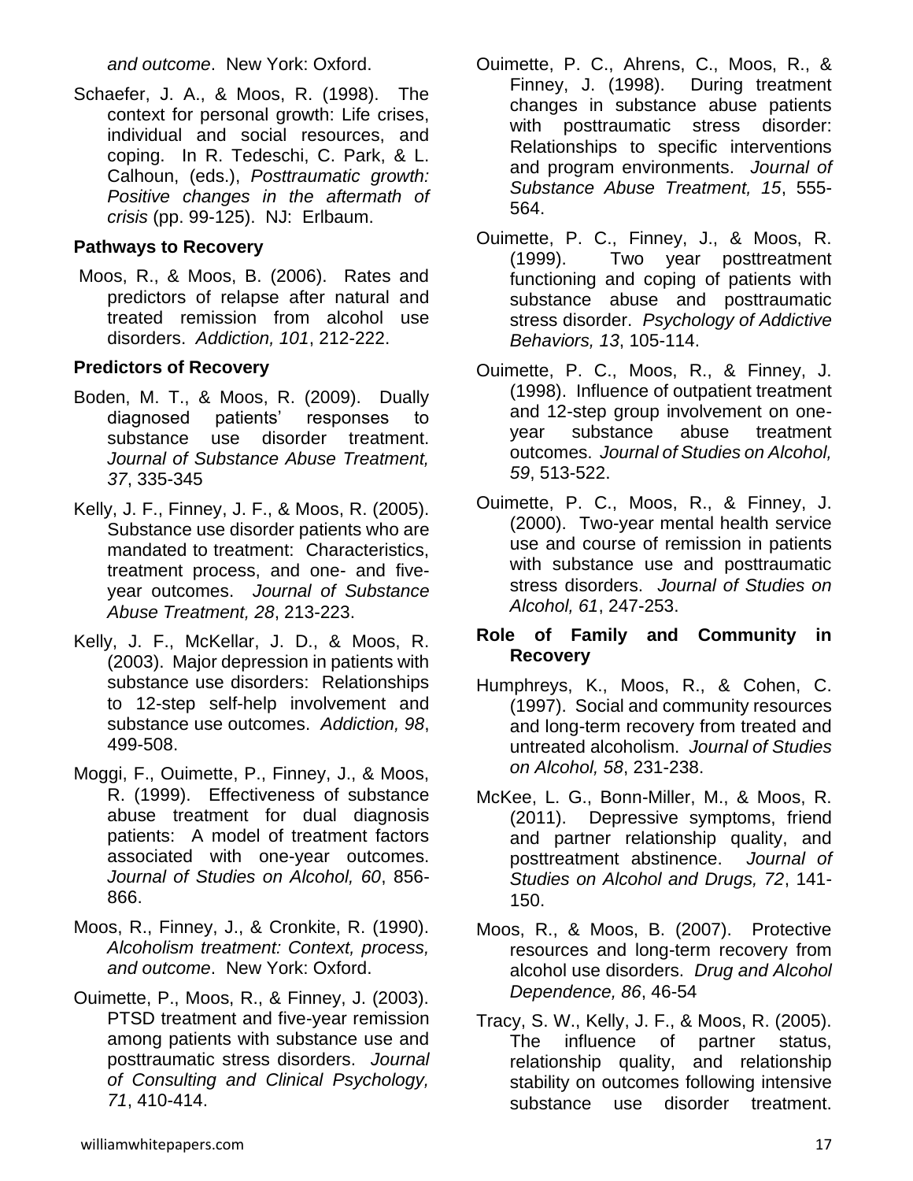*and outcome*. New York: Oxford.

Schaefer, J. A., & Moos, R. (1998). The context for personal growth: Life crises, individual and social resources, and coping. In R. Tedeschi, C. Park, & L. Calhoun, (eds.), *Posttraumatic growth: Positive changes in the aftermath of crisis* (pp. 99-125). NJ: Erlbaum.

**Pathways to Recovery**

Moos, R., & Moos, B. (2006). Rates and predictors of relapse after natural and treated remission from alcohol use disorders. *Addiction, 101*, 212-222.

**Predictors of Recovery**

Boden, M. T., & Moos, R. (2009). Dually diagnosed patients' responses to substance use disorder treatment. *Journal of Substance Abuse Treatment, 37*, 335-345

Kelly, J. F., Finney, J. F., & Moos, R. (2005). Substance use disorder patients who are mandated to treatment: Characteristics, treatment process, and one- and five-year outcomes. *Journal of Substance Abuse Treatment, 28*, 213-223.

Kelly, J. F., McKellar, J. D., & Moos, R. (2003). Major depression in patients with substance use disorders: Relationships to 12-step self-help involvement and substance use outcomes. *Addiction, 98*, 499-508.

Moggi, F., Ouimette, P., Finney, J., & Moos, R. (1999). Effectiveness of substance abuse treatment for dual diagnosis patients: A model of treatment factors associated with one-year outcomes. *Journal of Studies on Alcohol, 60*, 856-866.

Moos, R., Finney, J., & Cronkite, R. (1990). *Alcoholism treatment: Context, process, and outcome*. New York: Oxford.

Ouimette, P., Moos, R., & Finney, J. (2003). PTSD treatment and five-year remission among patients with substance use and posttraumatic stress disorders. *Journal of Consulting and Clinical Psychology, 71*, 410-414.

Ouimette, P. C., Ahrens, C., Moos, R., & Finney, J. (1998). During treatment changes in substance abuse patients with posttraumatic stress disorder: Relationships to specific interventions and program environments. *Journal of Substance Abuse Treatment, 15*, 555-564.

Ouimette, P. C., Finney, J., & Moos, R. (1999). Two year posttreatment functioning and coping of patients with substance abuse and posttraumatic stress disorder. *Psychology of Addictive Behaviors, 13*, 105-114.

Ouimette, P. C., Moos, R., & Finney, J. (1998). Influence of outpatient treatment and 12-step group involvement on one-year substance abuse treatment outcomes. *Journal of Studies on Alcohol, 59*, 513-522.

Ouimette, P. C., Moos, R., & Finney, J. (2000). Two-year mental health service use and course of remission in patients with substance use and posttraumatic stress disorders. *Journal of Studies on Alcohol, 61*, 247-253.

**Role of Family and Community in Recovery**

Humphreys, K., Moos, R., & Cohen, C. (1997). Social and community resources and long-term recovery from treated and untreated alcoholism. *Journal of Studies on Alcohol, 58*, 231-238.

McKee, L. G., Bonn-Miller, M., & Moos, R. (2011). Depressive symptoms, friend and partner relationship quality, and posttreatment abstinence. *Journal of Studies on Alcohol and Drugs, 72*, 141-150.

Moos, R., & Moos, B. (2007). Protective resources and long-term recovery from alcohol use disorders. *Drug and Alcohol Dependence, 86*, 46-54

Tracy, S. W., Kelly, J. F., & Moos, R. (2005). The influence of partner status, relationship quality, and relationship stability on outcomes following intensive substance use disorder treatment.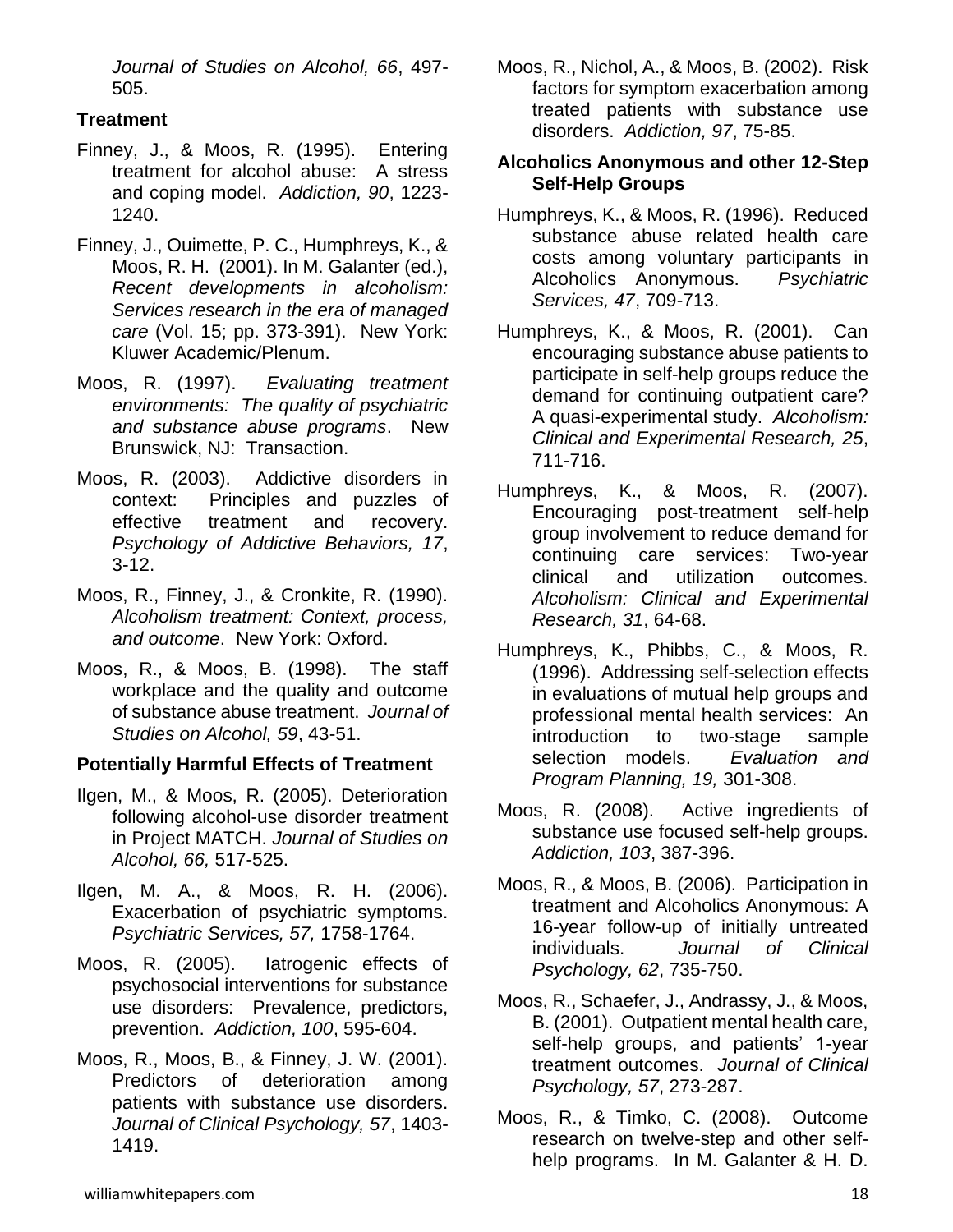*Journal of Studies on Alcohol, 66*, 497-505.

**Treatment**

Finney, J., & Moos, R. (1995). Entering treatment for alcohol abuse: A stress and coping model. *Addiction, 90*, 1223-1240.

Finney, J., Ouimette, P. C., Humphreys, K., & Moos, R. H. (2001). In M. Galanter (ed.), *Recent developments in alcoholism: Services research in the era of managed care* (Vol. 15; pp. 373-391). New York: Kluwer Academic/Plenum.

Moos, R. (1997). *Evaluating treatment environments: The quality of psychiatric and substance abuse programs*. New Brunswick, NJ: Transaction.

Moos, R. (2003). Addictive disorders in context: Principles and puzzles of effective treatment and recovery. *Psychology of Addictive Behaviors, 17*, 3-12.

Moos, R., Finney, J., & Cronkite, R. (1990). *Alcoholism treatment: Context, process, and outcome*. New York: Oxford.

Moos, R., & Moos, B. (1998). The staff workplace and the quality and outcome of substance abuse treatment. *Journal of Studies on Alcohol, 59*, 43-51.

**Potentially Harmful Effects of Treatment**

Ilgen, M., & Moos, R. (2005). Deterioration following alcohol-use disorder treatment in Project MATCH. *Journal of Studies on Alcohol, 66,* 517-525.

Ilgen, M. A., & Moos, R. H. (2006). Exacerbation of psychiatric symptoms. *Psychiatric Services, 57,* 1758-1764.

Moos, R. (2005). Iatrogenic effects of psychosocial interventions for substance use disorders: Prevalence, predictors, prevention. *Addiction, 100*, 595-604.

Moos, R., Moos, B., & Finney, J. W. (2001). Predictors of deterioration among patients with substance use disorders. *Journal of Clinical Psychology, 57*, 1403-1419.

Moos, R., Nichol, A., & Moos, B. (2002). Risk factors for symptom exacerbation among treated patients with substance use disorders. *Addiction, 97*, 75-85.

**Alcoholics Anonymous and other 12-Step Self-Help Groups**

Humphreys, K., & Moos, R. (1996). Reduced substance abuse related health care costs among voluntary participants in Alcoholics Anonymous. *Psychiatric Services, 47*, 709-713.

Humphreys, K., & Moos, R. (2001). Can encouraging substance abuse patients to participate in self-help groups reduce the demand for continuing outpatient care? A quasi-experimental study. *Alcoholism: Clinical and Experimental Research, 25*, 711-716.

Humphreys, K., & Moos, R. (2007). Encouraging post-treatment self-help group involvement to reduce demand for continuing care services: Two-year clinical and utilization outcomes. *Alcoholism: Clinical and Experimental Research, 31*, 64-68.

Humphreys, K., Phibbs, C., & Moos, R. (1996). Addressing self-selection effects in evaluations of mutual help groups and professional mental health services: An introduction to two-stage sample selection models. *Evaluation and Program Planning, 19,* 301-308.

Moos, R. (2008). Active ingredients of substance use focused self-help groups. *Addiction, 103*, 387-396.

Moos, R., & Moos, B. (2006). Participation in treatment and Alcoholics Anonymous: A 16-year follow-up of initially untreated individuals. *Journal of Clinical Psychology, 62*, 735-750.

Moos, R., Schaefer, J., Andrassy, J., & Moos, B. (2001). Outpatient mental health care, self-help groups, and patients' 1-year treatment outcomes. *Journal of Clinical Psychology, 57*, 273-287.

Moos, R., & Timko, C. (2008). Outcome research on twelve-step and other self-help programs. In M. Galanter & H. D.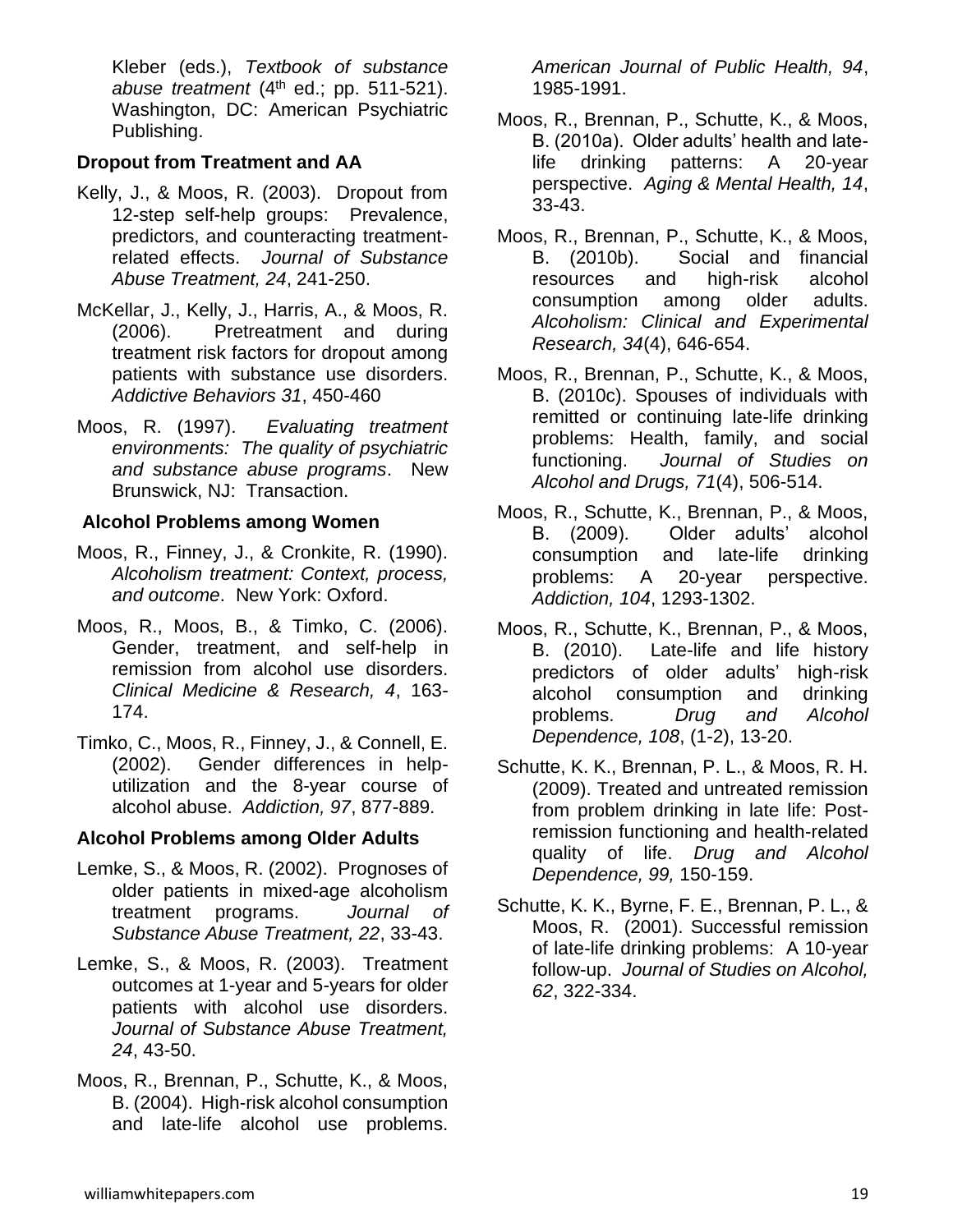Kleber (eds.), *Textbook of substance abuse treatment* (4th ed.; pp. 511-521). Washington, DC: American Psychiatric Publishing.

**Dropout from Treatment and AA**

Kelly, J., & Moos, R. (2003). Dropout from 12-step self-help groups: Prevalence, predictors, and counteracting treatment-related effects. *Journal of Substance Abuse Treatment, 24*, 241-250.

McKellar, J., Kelly, J., Harris, A., & Moos, R. (2006). Pretreatment and during treatment risk factors for dropout among patients with substance use disorders. *Addictive Behaviors 31*, 450-460

Moos, R. (1997). *Evaluating treatment environments: The quality of psychiatric and substance abuse programs*. New Brunswick, NJ: Transaction.

**Alcohol Problems among Women**

Moos, R., Finney, J., & Cronkite, R. (1990). *Alcoholism treatment: Context, process, and outcome*. New York: Oxford.

Moos, R., Moos, B., & Timko, C. (2006). Gender, treatment, and self-help in remission from alcohol use disorders. *Clinical Medicine & Research, 4*, 163-174.

Timko, C., Moos, R., Finney, J., & Connell, E. (2002). Gender differences in help-utilization and the 8-year course of alcohol abuse. *Addiction, 97*, 877-889.

**Alcohol Problems among Older Adults**

Lemke, S., & Moos, R. (2002). Prognoses of older patients in mixed-age alcoholism treatment programs. *Journal of Substance Abuse Treatment, 22*, 33-43.

Lemke, S., & Moos, R. (2003). Treatment outcomes at 1-year and 5-years for older patients with alcohol use disorders. *Journal of Substance Abuse Treatment, 24*, 43-50.

Moos, R., Brennan, P., Schutte, K., & Moos, B. (2004). High-risk alcohol consumption and late-life alcohol use problems. *American Journal of Public Health, 94*, 1985-1991.

Moos, R., Brennan, P., Schutte, K., & Moos, B. (2010a). Older adults' health and late-life drinking patterns: A 20-year perspective. *Aging & Mental Health, 14*, 33-43.

Moos, R., Brennan, P., Schutte, K., & Moos, B. (2010b). Social and financial resources and high-risk alcohol consumption among older adults. *Alcoholism: Clinical and Experimental Research, 34*(4), 646-654.

Moos, R., Brennan, P., Schutte, K., & Moos, B. (2010c). Spouses of individuals with remitted or continuing late-life drinking problems: Health, family, and social functioning. *Journal of Studies on Alcohol and Drugs, 71*(4), 506-514.

Moos, R., Schutte, K., Brennan, P., & Moos, B. (2009). Older adults' alcohol consumption and late-life drinking problems: A 20-year perspective. *Addiction, 104*, 1293-1302.

Moos, R., Schutte, K., Brennan, P., & Moos, B. (2010). Late-life and life history predictors of older adults' high-risk alcohol consumption and drinking problems. *Drug and Alcohol Dependence, 108*, (1-2), 13-20.

Schutte, K. K., Brennan, P. L., & Moos, R. H. (2009). Treated and untreated remission from problem drinking in late life: Post-remission functioning and health-related quality of life. *Drug and Alcohol Dependence, 99,* 150-159.

Schutte, K. K., Byrne, F. E., Brennan, P. L., & Moos, R. (2001). Successful remission of late-life drinking problems: A 10-year follow-up. *Journal of Studies on Alcohol, 62*, 322-334.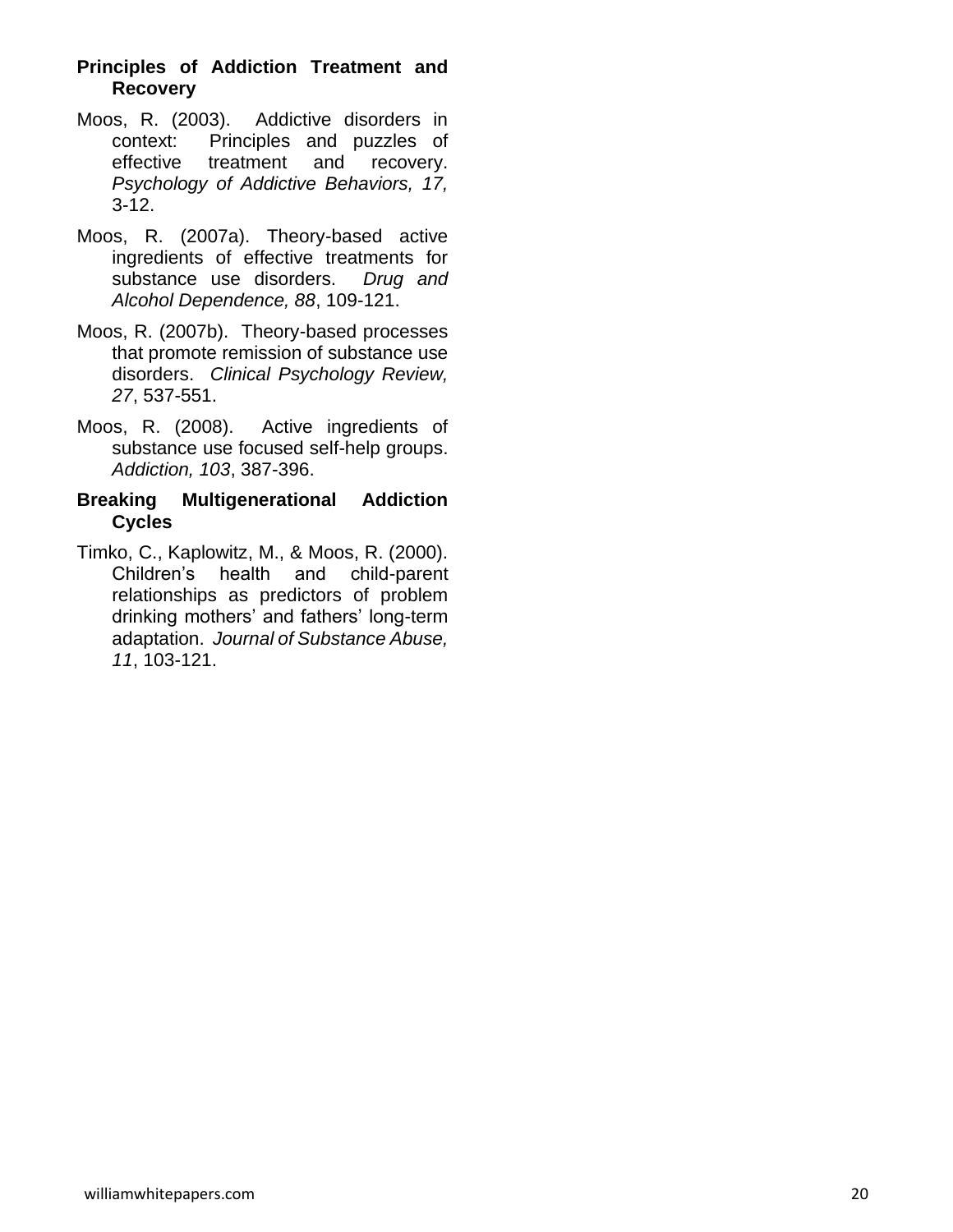**Principles of Addiction Treatment and Recovery**

Moos, R. (2003). Addictive disorders in context: Principles and puzzles of effective treatment and recovery. *Psychology of Addictive Behaviors, 17,* 3-12.

Moos, R. (2007a). Theory-based active ingredients of effective treatments for substance use disorders. *Drug and Alcohol Dependence, 88*, 109-121.

Moos, R. (2007b). Theory-based processes that promote remission of substance use disorders. *Clinical Psychology Review, 27*, 537-551.

Moos, R. (2008). Active ingredients of substance use focused self-help groups. *Addiction, 103*, 387-396.

**Breaking Multigenerational Addiction Cycles**

Timko, C., Kaplowitz, M., & Moos, R. (2000). Children's health and child-parent relationships as predictors of problem drinking mothers' and fathers' long-term adaptation. *Journal of Substance Abuse, 11*, 103-121.